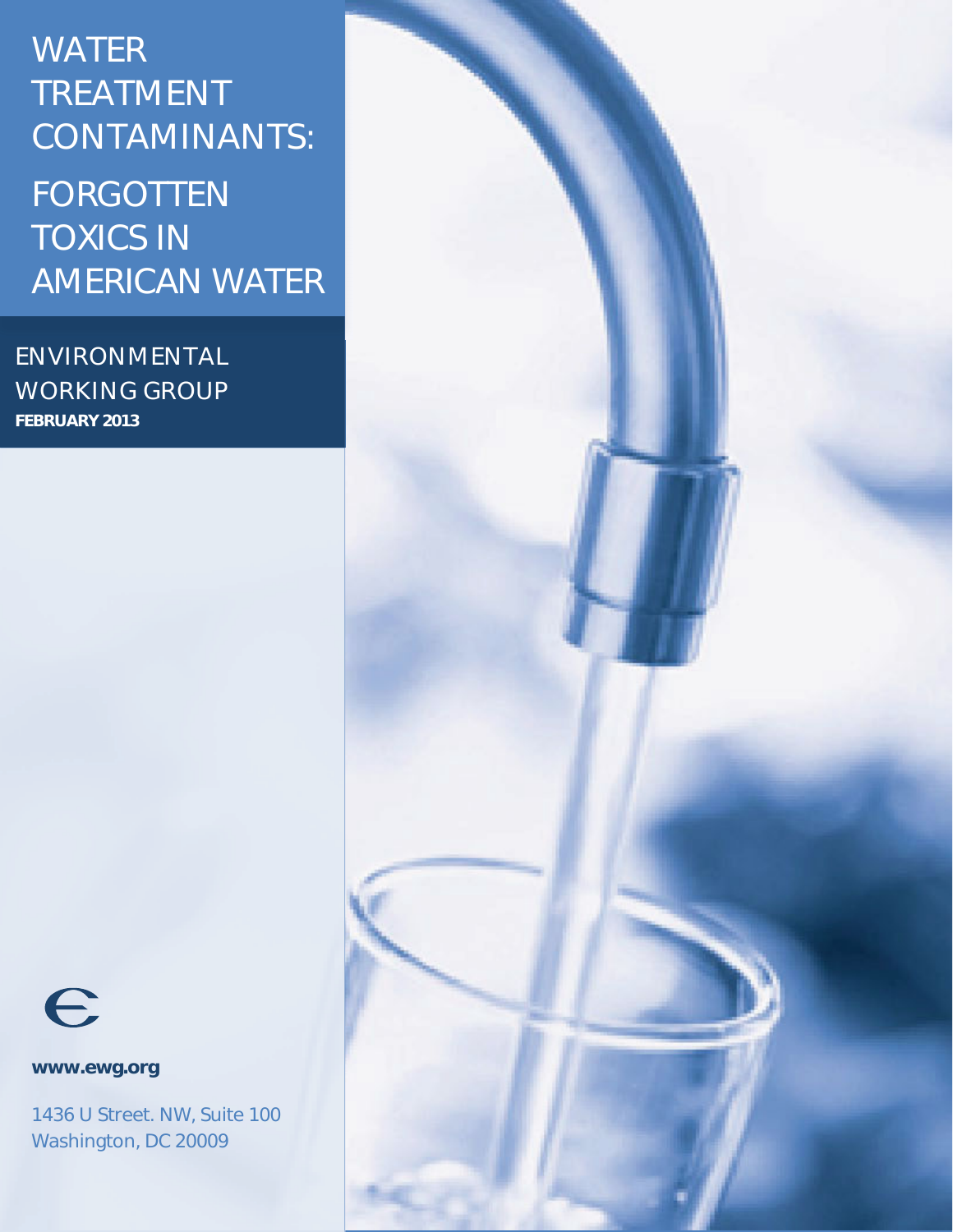# WATER TREATMENT CONTAMINANTS: FORGOTTEN TOXICS IN AMERICAN WATER

ENVIRONMENTAL WORKING GROUP

**FEBRUARY 2013**

**www.ewg.org**

1436 U Street. NW, Suite 100
Washington, DC 20009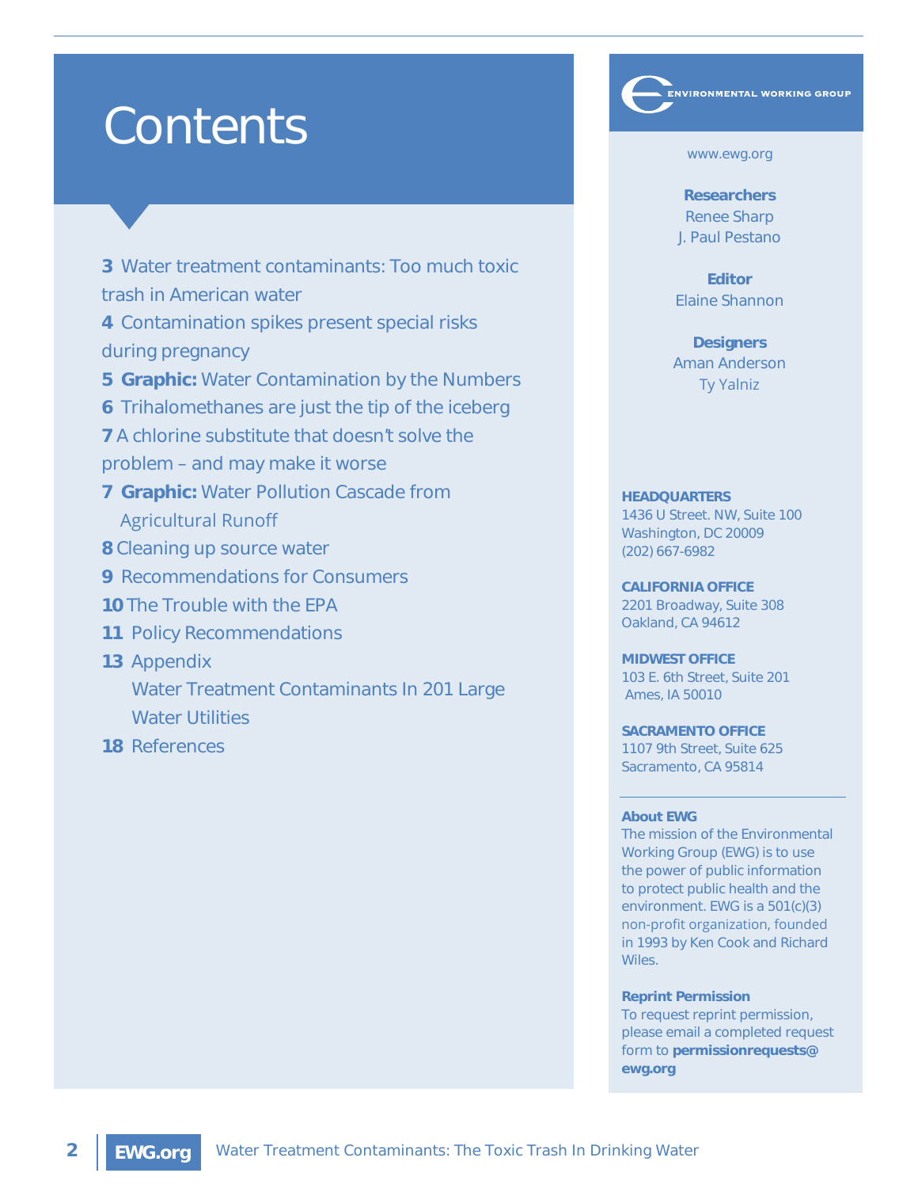# Contents

**3** Water treatment contaminants: Too much toxic trash in American water

**4** Contamination spikes present special risks during pregnancy

**5** **Graphic:** Water Contamination by the Numbers

**6** Trihalomethanes are just the tip of the iceberg

**7** A chlorine substitute that doesn't solve the problem – and may make it worse

**7** **Graphic:** Water Pollution Cascade from Agricultural Runoff

**8** Cleaning up source water

**9** Recommendations for Consumers

**10** The Trouble with the EPA

**11** Policy Recommendations

**13** Appendix
Water Treatment Contaminants In 201 Large Water Utilities

**18** References

ENVIRONMENTAL WORKING GROUP

www.ewg.org

**Researchers**
Renee Sharp
J. Paul Pestano

**Editor**
Elaine Shannon

**Designers**
Aman Anderson
Ty Yalniz

**HEADQUARTERS**
1436 U Street. NW, Suite 100
Washington, DC 20009
(202) 667-6982

**CALIFORNIA OFFICE**
2201 Broadway, Suite 308
Oakland, CA 94612

**MIDWEST OFFICE**
103 E. 6th Street, Suite 201
Ames, IA 50010

**SACRAMENTO OFFICE**
1107 9th Street, Suite 625
Sacramento, CA 95814

**About EWG**
The mission of the Environmental Working Group (EWG) is to use the power of public information to protect public health and the environment. EWG is a 501(c)(3) non-profit organization, founded in 1993 by Ken Cook and Richard Wiles.

**Reprint Permission**
To request reprint permission, please email a completed request form to **permissionrequests@ewg.org**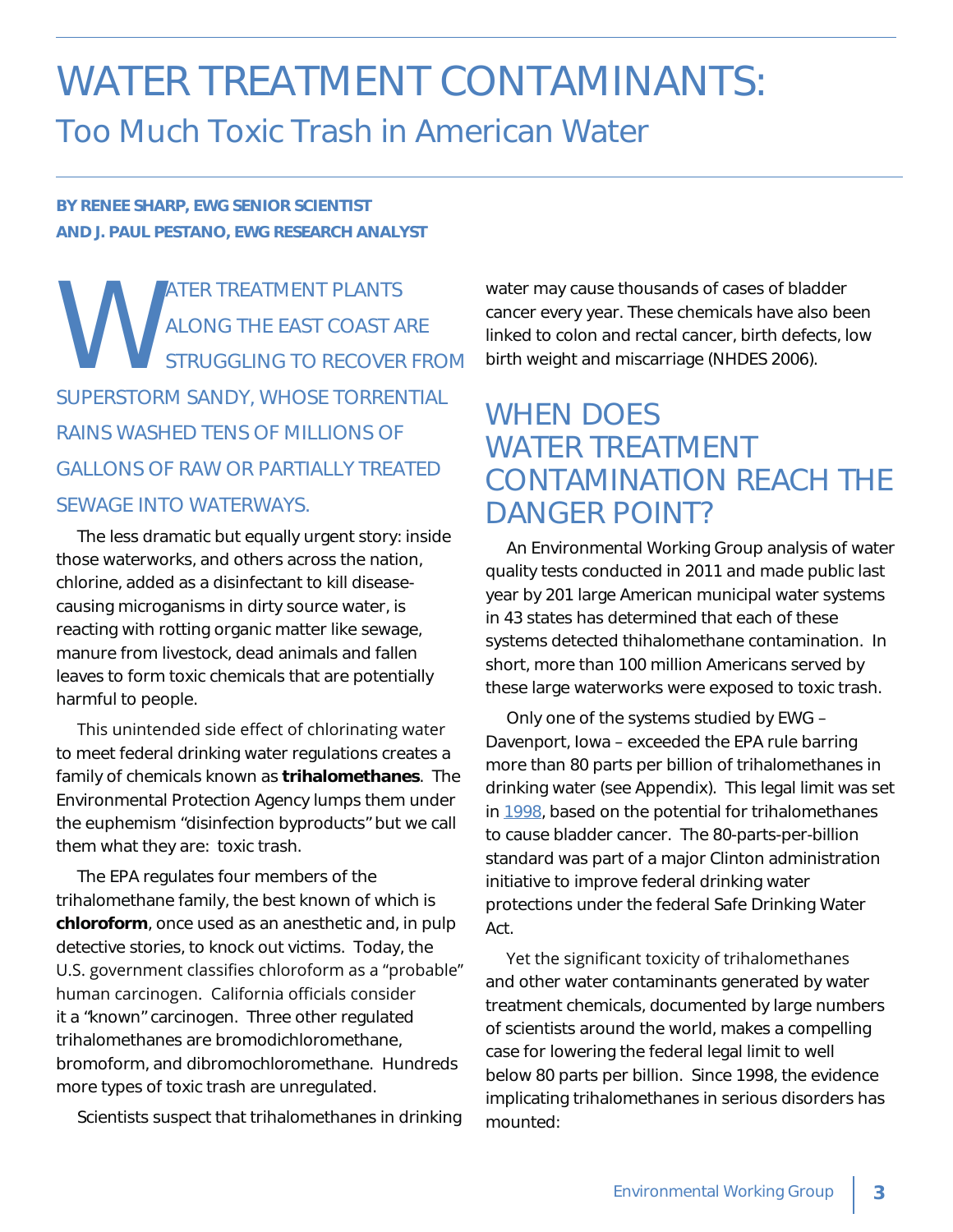# WATER TREATMENT CONTAMINANTS:

## Too Much Toxic Trash in American Water

**BY RENEE SHARP, EWG SENIOR SCIENTIST**
**AND J. PAUL PESTANO, EWG RESEARCH ANALYST**

WATER TREATMENT PLANTS ALONG THE EAST COAST ARE STRUGGLING TO RECOVER FROM SUPERSTORM SANDY, WHOSE TORRENTIAL RAINS WASHED TENS OF MILLIONS OF GALLONS OF RAW OR PARTIALLY TREATED SEWAGE INTO WATERWAYS.

The less dramatic but equally urgent story: inside those waterworks, and others across the nation, chlorine, added as a disinfectant to kill disease-causing microganisms in dirty source water, is reacting with rotting organic matter like sewage, manure from livestock, dead animals and fallen leaves to form toxic chemicals that are potentially harmful to people.

This unintended side effect of chlorinating water to meet federal drinking water regulations creates a family of chemicals known as **trihalomethanes**. The Environmental Protection Agency lumps them under the euphemism "disinfection byproducts" but we call them what they are: toxic trash.

The EPA regulates four members of the trihalomethane family, the best known of which is **chloroform**, once used as an anesthetic and, in pulp detective stories, to knock out victims. Today, the U.S. government classifies chloroform as a "probable" human carcinogen. California officials consider it a "known" carcinogen. Three other regulated trihalomethanes are bromodichloromethane, bromoform, and dibromochloromethane. Hundreds more types of toxic trash are unregulated.

Scientists suspect that trihalomethanes in drinking water may cause thousands of cases of bladder cancer every year. These chemicals have also been linked to colon and rectal cancer, birth defects, low birth weight and miscarriage (NHDES 2006).

## WHEN DOES WATER TREATMENT CONTAMINATION REACH THE DANGER POINT?

An Environmental Working Group analysis of water quality tests conducted in 2011 and made public last year by 201 large American municipal water systems in 43 states has determined that each of these systems detected thihalomethane contamination. In short, more than 100 million Americans served by these large waterworks were exposed to toxic trash.

Only one of the systems studied by EWG – Davenport, Iowa – exceeded the EPA rule barring more than 80 parts per billion of trihalomethanes in drinking water (see Appendix). This legal limit was set in 1998, based on the potential for trihalomethanes to cause bladder cancer. The 80-parts-per-billion standard was part of a major Clinton administration initiative to improve federal drinking water protections under the federal Safe Drinking Water Act.

Yet the significant toxicity of trihalomethanes and other water contaminants generated by water treatment chemicals, documented by large numbers of scientists around the world, makes a compelling case for lowering the federal legal limit to well below 80 parts per billion. Since 1998, the evidence implicating trihalomethanes in serious disorders has mounted: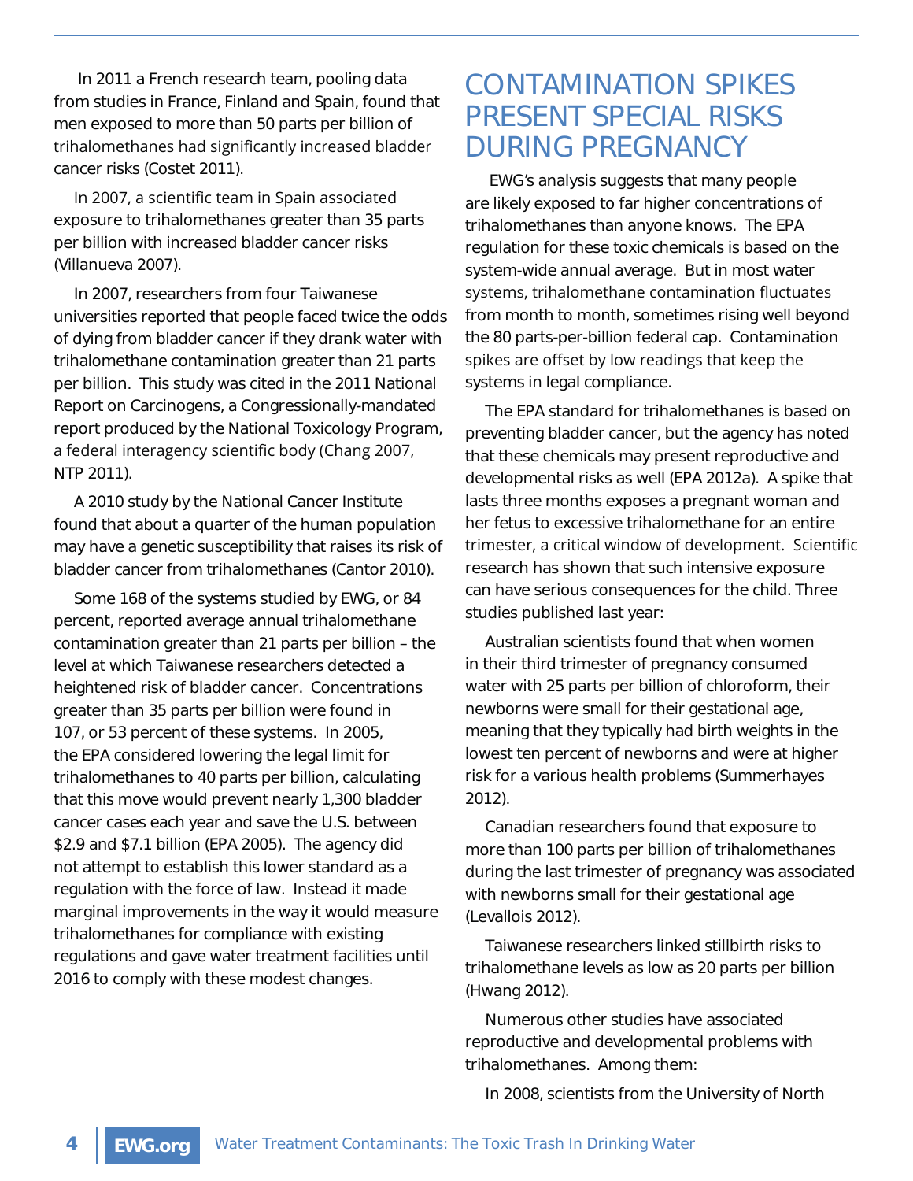In 2011 a French research team, pooling data from studies in France, Finland and Spain, found that men exposed to more than 50 parts per billion of trihalomethanes had significantly increased bladder cancer risks (Costet 2011).

In 2007, a scientific team in Spain associated exposure to trihalomethanes greater than 35 parts per billion with increased bladder cancer risks (Villanueva 2007).

In 2007, researchers from four Taiwanese universities reported that people faced twice the odds of dying from bladder cancer if they drank water with trihalomethane contamination greater than 21 parts per billion. This study was cited in the 2011 National Report on Carcinogens, a Congressionally-mandated report produced by the National Toxicology Program, a federal interagency scientific body (Chang 2007, NTP 2011).

A 2010 study by the National Cancer Institute found that about a quarter of the human population may have a genetic susceptibility that raises its risk of bladder cancer from trihalomethanes (Cantor 2010).

Some 168 of the systems studied by EWG, or 84 percent, reported average annual trihalomethane contamination greater than 21 parts per billion – the level at which Taiwanese researchers detected a heightened risk of bladder cancer. Concentrations greater than 35 parts per billion were found in 107, or 53 percent of these systems. In 2005, the EPA considered lowering the legal limit for trihalomethanes to 40 parts per billion, calculating that this move would prevent nearly 1,300 bladder cancer cases each year and save the U.S. between $2.9 and $7.1 billion (EPA 2005). The agency did not attempt to establish this lower standard as a regulation with the force of law. Instead it made marginal improvements in the way it would measure trihalomethanes for compliance with existing regulations and gave water treatment facilities until 2016 to comply with these modest changes.

## CONTAMINATION SPIKES PRESENT SPECIAL RISKS DURING PREGNANCY

EWG's analysis suggests that many people are likely exposed to far higher concentrations of trihalomethanes than anyone knows. The EPA regulation for these toxic chemicals is based on the system-wide annual average. But in most water systems, trihalomethane contamination fluctuates from month to month, sometimes rising well beyond the 80 parts-per-billion federal cap. Contamination spikes are offset by low readings that keep the systems in legal compliance.

The EPA standard for trihalomethanes is based on preventing bladder cancer, but the agency has noted that these chemicals may present reproductive and developmental risks as well (EPA 2012a). A spike that lasts three months exposes a pregnant woman and her fetus to excessive trihalomethane for an entire trimester, a critical window of development. Scientific research has shown that such intensive exposure can have serious consequences for the child. Three studies published last year:

Australian scientists found that when women in their third trimester of pregnancy consumed water with 25 parts per billion of chloroform, their newborns were small for their gestational age, meaning that they typically had birth weights in the lowest ten percent of newborns and were at higher risk for a various health problems (Summerhayes 2012).

Canadian researchers found that exposure to more than 100 parts per billion of trihalomethanes during the last trimester of pregnancy was associated with newborns small for their gestational age (Levallois 2012).

Taiwanese researchers linked stillbirth risks to trihalomethane levels as low as 20 parts per billion (Hwang 2012).

Numerous other studies have associated reproductive and developmental problems with trihalomethanes. Among them:

In 2008, scientists from the University of North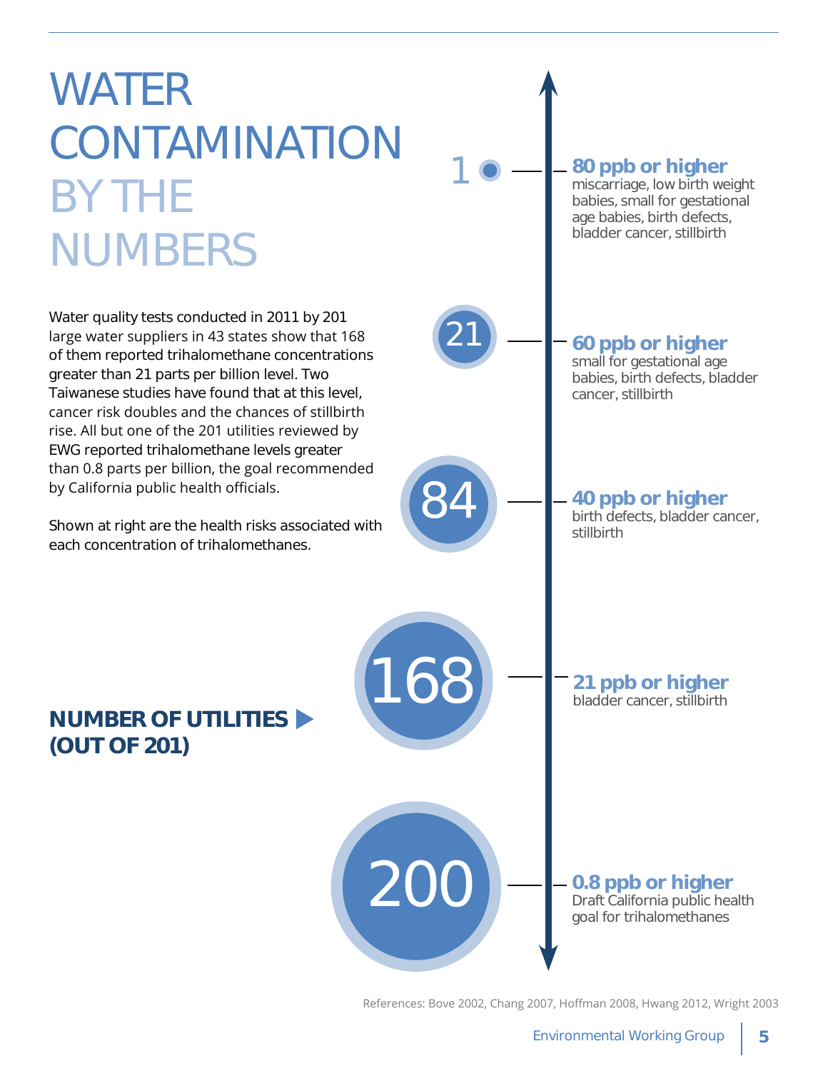# WATER CONTAMINATION BY THE NUMBERS

Water quality tests conducted in 2011 by 201 large water suppliers in 43 states show that 168 of them reported trihalomethane concentrations greater than 21 parts per billion level. Two Taiwanese studies have found that at this level, cancer risk doubles and the chances of stillbirth rise. All but one of the 201 utilities reviewed by EWG reported trihalomethane levels greater than 0.8 parts per billion, the goal recommended by California public health officials.

Shown at right are the health risks associated with each concentration of trihalomethanes.

**NUMBER OF UTILITIES (OUT OF 201)**

| Number of utilities | Concentration | Health risks |
| --- | --- | --- |
| 1 | **80 ppb or higher** | miscarriage, low birth weight babies, small for gestational age babies, birth defects, bladder cancer, stillbirth |
| 21 | **60 ppb or higher** | small for gestational age babies, birth defects, bladder cancer, stillbirth |
| 84 | **40 ppb or higher** | birth defects, bladder cancer, stillbirth |
| 168 | **21 ppb or higher** | bladder cancer, stillbirth |
| 200 | **0.8 ppb or higher** | Draft California public health goal for trihalomethanes |

References: Bove 2002, Chang 2007, Hoffman 2008, Hwang 2012, Wright 2003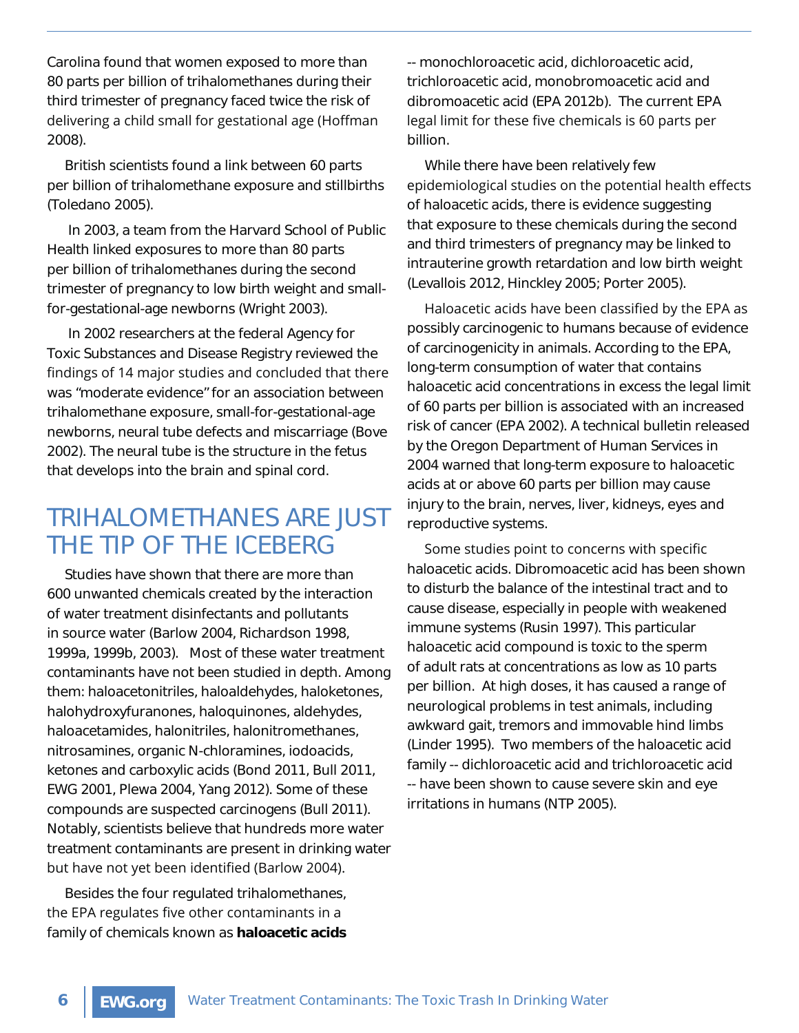Carolina found that women exposed to more than 80 parts per billion of trihalomethanes during their third trimester of pregnancy faced twice the risk of delivering a child small for gestational age (Hoffman 2008).

British scientists found a link between 60 parts per billion of trihalomethane exposure and stillbirths (Toledano 2005).

In 2003, a team from the Harvard School of Public Health linked exposures to more than 80 parts per billion of trihalomethanes during the second trimester of pregnancy to low birth weight and small-for-gestational-age newborns (Wright 2003).

In 2002 researchers at the federal Agency for Toxic Substances and Disease Registry reviewed the findings of 14 major studies and concluded that there was "moderate evidence" for an association between trihalomethane exposure, small-for-gestational-age newborns, neural tube defects and miscarriage (Bove 2002). The neural tube is the structure in the fetus that develops into the brain and spinal cord.

## TRIHALOMETHANES ARE JUST THE TIP OF THE ICEBERG

Studies have shown that there are more than 600 unwanted chemicals created by the interaction of water treatment disinfectants and pollutants in source water (Barlow 2004, Richardson 1998, 1999a, 1999b, 2003). Most of these water treatment contaminants have not been studied in depth. Among them: haloacetonitriles, haloaldehydes, haloketones, halohydroxyfuranones, haloquinones, aldehydes, haloacetamides, halonitriles, halonitromethanes, nitrosamines, organic N-chloramines, iodoacids, ketones and carboxylic acids (Bond 2011, Bull 2011, EWG 2001, Plewa 2004, Yang 2012). Some of these compounds are suspected carcinogens (Bull 2011). Notably, scientists believe that hundreds more water treatment contaminants are present in drinking water but have not yet been identified (Barlow 2004).

Besides the four regulated trihalomethanes, the EPA regulates five other contaminants in a family of chemicals known as **haloacetic acids** -- monochloroacetic acid, dichloroacetic acid, trichloroacetic acid, monobromoacetic acid and dibromoacetic acid (EPA 2012b). The current EPA legal limit for these five chemicals is 60 parts per billion.

While there have been relatively few epidemiological studies on the potential health effects of haloacetic acids, there is evidence suggesting that exposure to these chemicals during the second and third trimesters of pregnancy may be linked to intrauterine growth retardation and low birth weight (Levallois 2012, Hinckley 2005; Porter 2005).

Haloacetic acids have been classified by the EPA as possibly carcinogenic to humans because of evidence of carcinogenicity in animals. According to the EPA, long-term consumption of water that contains haloacetic acid concentrations in excess the legal limit of 60 parts per billion is associated with an increased risk of cancer (EPA 2002). A technical bulletin released by the Oregon Department of Human Services in 2004 warned that long-term exposure to haloacetic acids at or above 60 parts per billion may cause injury to the brain, nerves, liver, kidneys, eyes and reproductive systems.

Some studies point to concerns with specific haloacetic acids. Dibromoacetic acid has been shown to disturb the balance of the intestinal tract and to cause disease, especially in people with weakened immune systems (Rusin 1997). This particular haloacetic acid compound is toxic to the sperm of adult rats at concentrations as low as 10 parts per billion. At high doses, it has caused a range of neurological problems in test animals, including awkward gait, tremors and immovable hind limbs (Linder 1995). Two members of the haloacetic acid family -- dichloroacetic acid and trichloroacetic acid -- have been shown to cause severe skin and eye irritations in humans (NTP 2005).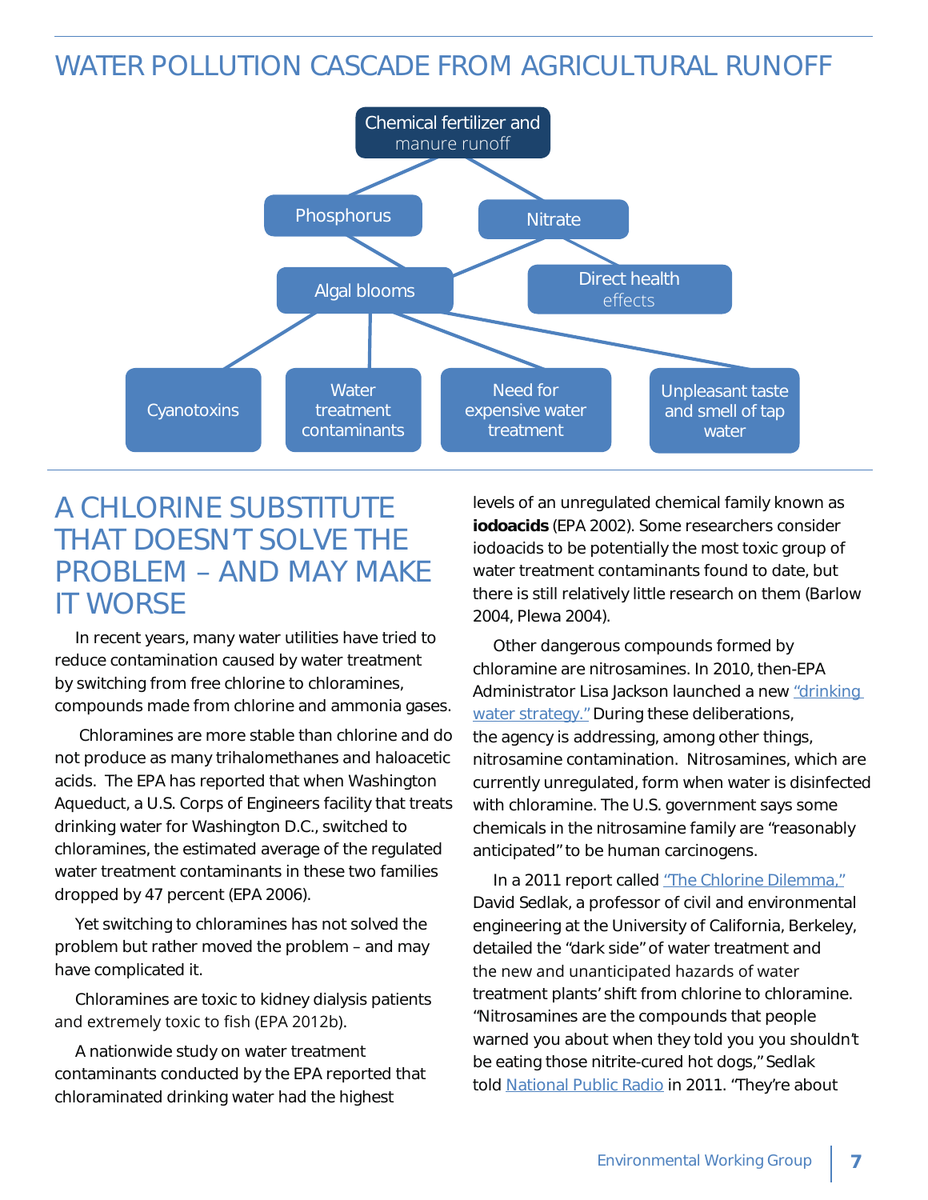## WATER POLLUTION CASCADE FROM AGRICULTURAL RUNOFF

Chemical fertilizer and manure runoff

Phosphorus

Nitrate

Algal blooms

Direct health effects

Cyanotoxins

Water treatment contaminants

Need for expensive water treatment

Unpleasant taste and smell of tap water

## A CHLORINE SUBSTITUTE THAT DOESN'T SOLVE THE PROBLEM – AND MAY MAKE IT WORSE

In recent years, many water utilities have tried to reduce contamination caused by water treatment by switching from free chlorine to chloramines, compounds made from chlorine and ammonia gases.

Chloramines are more stable than chlorine and do not produce as many trihalomethanes and haloacetic acids. The EPA has reported that when Washington Aqueduct, a U.S. Corps of Engineers facility that treats drinking water for Washington D.C., switched to chloramines, the estimated average of the regulated water treatment contaminants in these two families dropped by 47 percent (EPA 2006).

Yet switching to chloramines has not solved the problem but rather moved the problem – and may have complicated it.

Chloramines are toxic to kidney dialysis patients and extremely toxic to fish (EPA 2012b).

A nationwide study on water treatment contaminants conducted by the EPA reported that chloraminated drinking water had the highest levels of an unregulated chemical family known as **iodoacids** (EPA 2002). Some researchers consider iodoacids to be potentially the most toxic group of water treatment contaminants found to date, but there is still relatively little research on them (Barlow 2004, Plewa 2004).

Other dangerous compounds formed by chloramine are nitrosamines. In 2010, then-EPA Administrator Lisa Jackson launched a new "drinking water strategy." During these deliberations, the agency is addressing, among other things, nitrosamine contamination. Nitrosamines, which are currently unregulated, form when water is disinfected with chloramine. The U.S. government says some chemicals in the nitrosamine family are "reasonably anticipated" to be human carcinogens.

In a 2011 report called "The Chlorine Dilemma," David Sedlak, a professor of civil and environmental engineering at the University of California, Berkeley, detailed the "dark side" of water treatment and the new and unanticipated hazards of water treatment plants' shift from chlorine to chloramine. "Nitrosamines are the compounds that people warned you about when they told you you shouldn't be eating those nitrite-cured hot dogs," Sedlak told National Public Radio in 2011. "They're about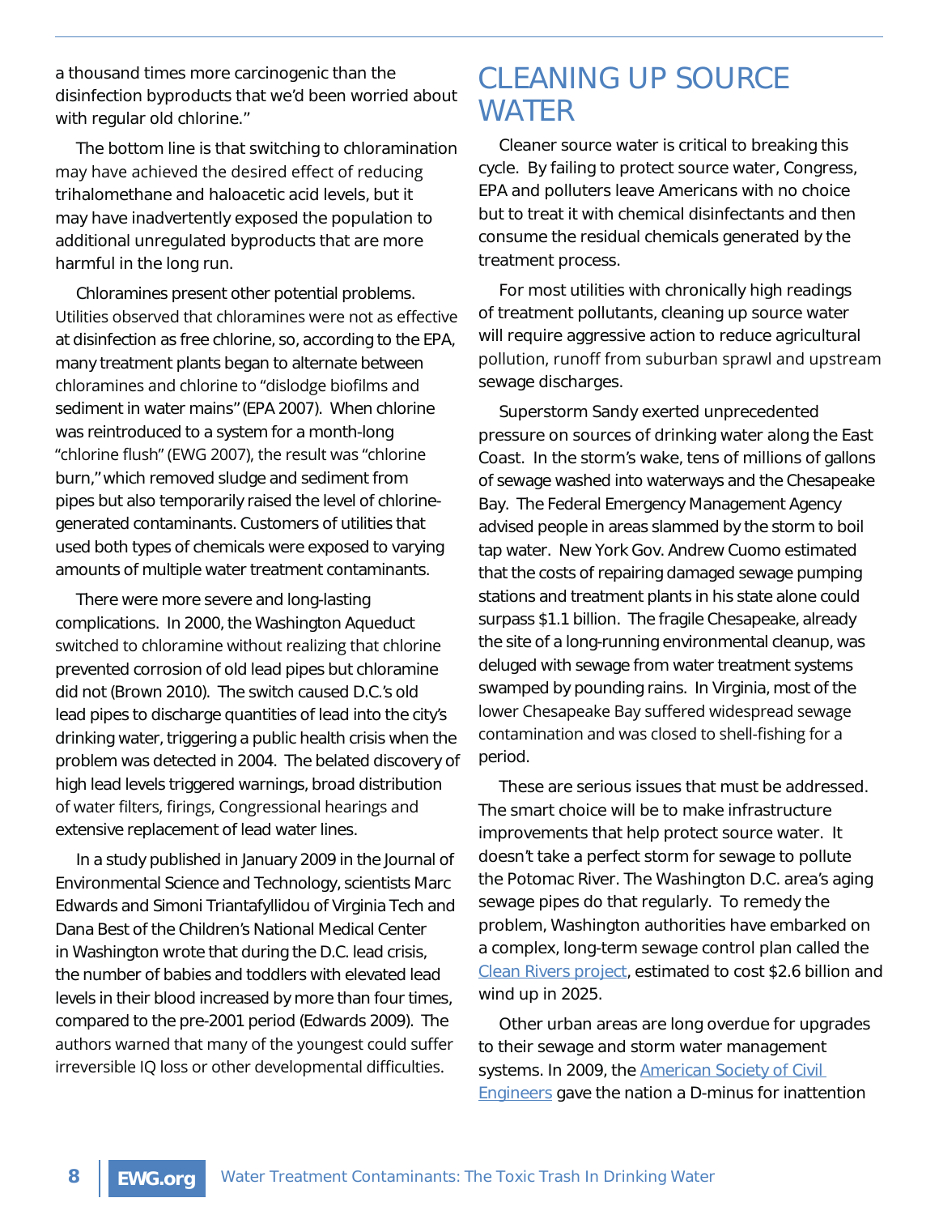a thousand times more carcinogenic than the disinfection byproducts that we'd been worried about with regular old chlorine."

The bottom line is that switching to chloramination may have achieved the desired effect of reducing trihalomethane and haloacetic acid levels, but it may have inadvertently exposed the population to additional unregulated byproducts that are more harmful in the long run.

Chloramines present other potential problems. Utilities observed that chloramines were not as effective at disinfection as free chlorine, so, according to the EPA, many treatment plants began to alternate between chloramines and chlorine to "dislodge biofilms and sediment in water mains" (EPA 2007). When chlorine was reintroduced to a system for a month-long "chlorine flush" (EWG 2007), the result was "chlorine burn," which removed sludge and sediment from pipes but also temporarily raised the level of chlorine-generated contaminants. Customers of utilities that used both types of chemicals were exposed to varying amounts of multiple water treatment contaminants.

There were more severe and long-lasting complications. In 2000, the Washington Aqueduct switched to chloramine without realizing that chlorine prevented corrosion of old lead pipes but chloramine did not (Brown 2010). The switch caused D.C.'s old lead pipes to discharge quantities of lead into the city's drinking water, triggering a public health crisis when the problem was detected in 2004. The belated discovery of high lead levels triggered warnings, broad distribution of water filters, firings, Congressional hearings and extensive replacement of lead water lines.

In a study published in January 2009 in the Journal of Environmental Science and Technology, scientists Marc Edwards and Simoni Triantafyllidou of Virginia Tech and Dana Best of the Children's National Medical Center in Washington wrote that during the D.C. lead crisis, the number of babies and toddlers with elevated lead levels in their blood increased by more than four times, compared to the pre-2001 period (Edwards 2009). The authors warned that many of the youngest could suffer irreversible IQ loss or other developmental difficulties.

# CLEANING UP SOURCE WATER

Cleaner source water is critical to breaking this cycle. By failing to protect source water, Congress, EPA and polluters leave Americans with no choice but to treat it with chemical disinfectants and then consume the residual chemicals generated by the treatment process.

For most utilities with chronically high readings of treatment pollutants, cleaning up source water will require aggressive action to reduce agricultural pollution, runoff from suburban sprawl and upstream sewage discharges.

Superstorm Sandy exerted unprecedented pressure on sources of drinking water along the East Coast. In the storm's wake, tens of millions of gallons of sewage washed into waterways and the Chesapeake Bay. The Federal Emergency Management Agency advised people in areas slammed by the storm to boil tap water. New York Gov. Andrew Cuomo estimated that the costs of repairing damaged sewage pumping stations and treatment plants in his state alone could surpass $1.1 billion. The fragile Chesapeake, already the site of a long-running environmental cleanup, was deluged with sewage from water treatment systems swamped by pounding rains. In Virginia, most of the lower Chesapeake Bay suffered widespread sewage contamination and was closed to shell-fishing for a period.

These are serious issues that must be addressed. The smart choice will be to make infrastructure improvements that help protect source water. It doesn't take a perfect storm for sewage to pollute the Potomac River. The Washington D.C. area's aging sewage pipes do that regularly. To remedy the problem, Washington authorities have embarked on a complex, long-term sewage control plan called the Clean Rivers project, estimated to cost $2.6 billion and wind up in 2025.

Other urban areas are long overdue for upgrades to their sewage and storm water management systems. In 2009, the American Society of Civil Engineers gave the nation a D-minus for inattention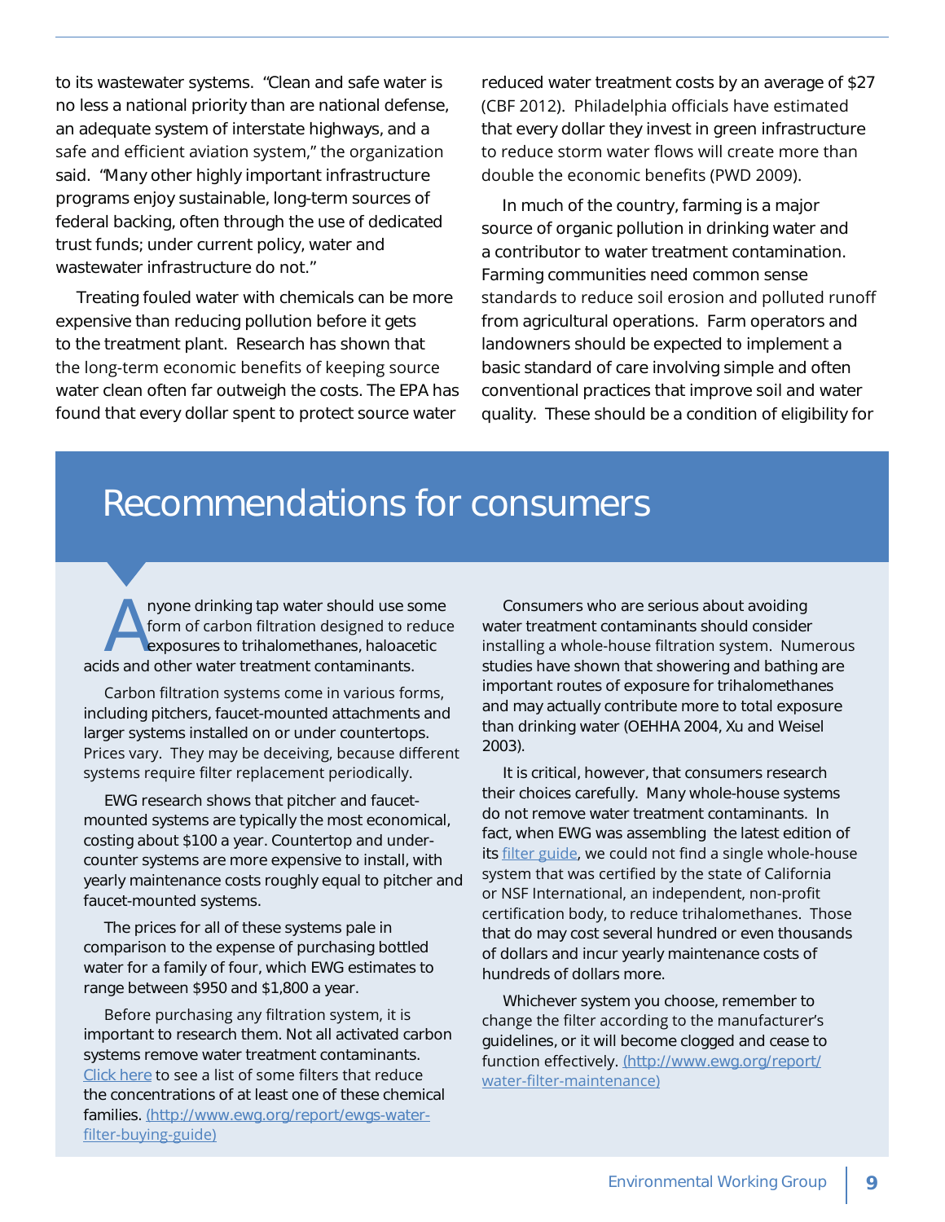to its wastewater systems. "Clean and safe water is no less a national priority than are national defense, an adequate system of interstate highways, and a safe and efficient aviation system," the organization said. "Many other highly important infrastructure programs enjoy sustainable, long-term sources of federal backing, often through the use of dedicated trust funds; under current policy, water and wastewater infrastructure do not."

Treating fouled water with chemicals can be more expensive than reducing pollution before it gets to the treatment plant. Research has shown that the long-term economic benefits of keeping source water clean often far outweigh the costs. The EPA has found that every dollar spent to protect source water reduced water treatment costs by an average of $27 (CBF 2012). Philadelphia officials have estimated that every dollar they invest in green infrastructure to reduce storm water flows will create more than double the economic benefits (PWD 2009).

In much of the country, farming is a major source of organic pollution in drinking water and a contributor to water treatment contamination. Farming communities need common sense standards to reduce soil erosion and polluted runoff from agricultural operations. Farm operators and landowners should be expected to implement a basic standard of care involving simple and often conventional practices that improve soil and water quality. These should be a condition of eligibility for

# Recommendations for consumers

Anyone drinking tap water should use some form of carbon filtration designed to reduce exposures to trihalomethanes, haloacetic acids and other water treatment contaminants.

Carbon filtration systems come in various forms, including pitchers, faucet-mounted attachments and larger systems installed on or under countertops. Prices vary. They may be deceiving, because different systems require filter replacement periodically.

EWG research shows that pitcher and faucet-mounted systems are typically the most economical, costing about $100 a year. Countertop and under-counter systems are more expensive to install, with yearly maintenance costs roughly equal to pitcher and faucet-mounted systems.

The prices for all of these systems pale in comparison to the expense of purchasing bottled water for a family of four, which EWG estimates to range between $950 and $1,800 a year.

Before purchasing any filtration system, it is important to research them. Not all activated carbon systems remove water treatment contaminants. Click here to see a list of some filters that reduce the concentrations of at least one of these chemical families. (http://www.ewg.org/report/ewgs-water-filter-buying-guide)

Consumers who are serious about avoiding water treatment contaminants should consider installing a whole-house filtration system. Numerous studies have shown that showering and bathing are important routes of exposure for trihalomethanes and may actually contribute more to total exposure than drinking water (OEHHA 2004, Xu and Weisel 2003).

It is critical, however, that consumers research their choices carefully. Many whole-house systems do not remove water treatment contaminants. In fact, when EWG was assembling the latest edition of its filter guide, we could not find a single whole-house system that was certified by the state of California or NSF International, an independent, non-profit certification body, to reduce trihalomethanes. Those that do may cost several hundred or even thousands of dollars and incur yearly maintenance costs of hundreds of dollars more.

Whichever system you choose, remember to change the filter according to the manufacturer's guidelines, or it will become clogged and cease to function effectively. (http://www.ewg.org/report/water-filter-maintenance)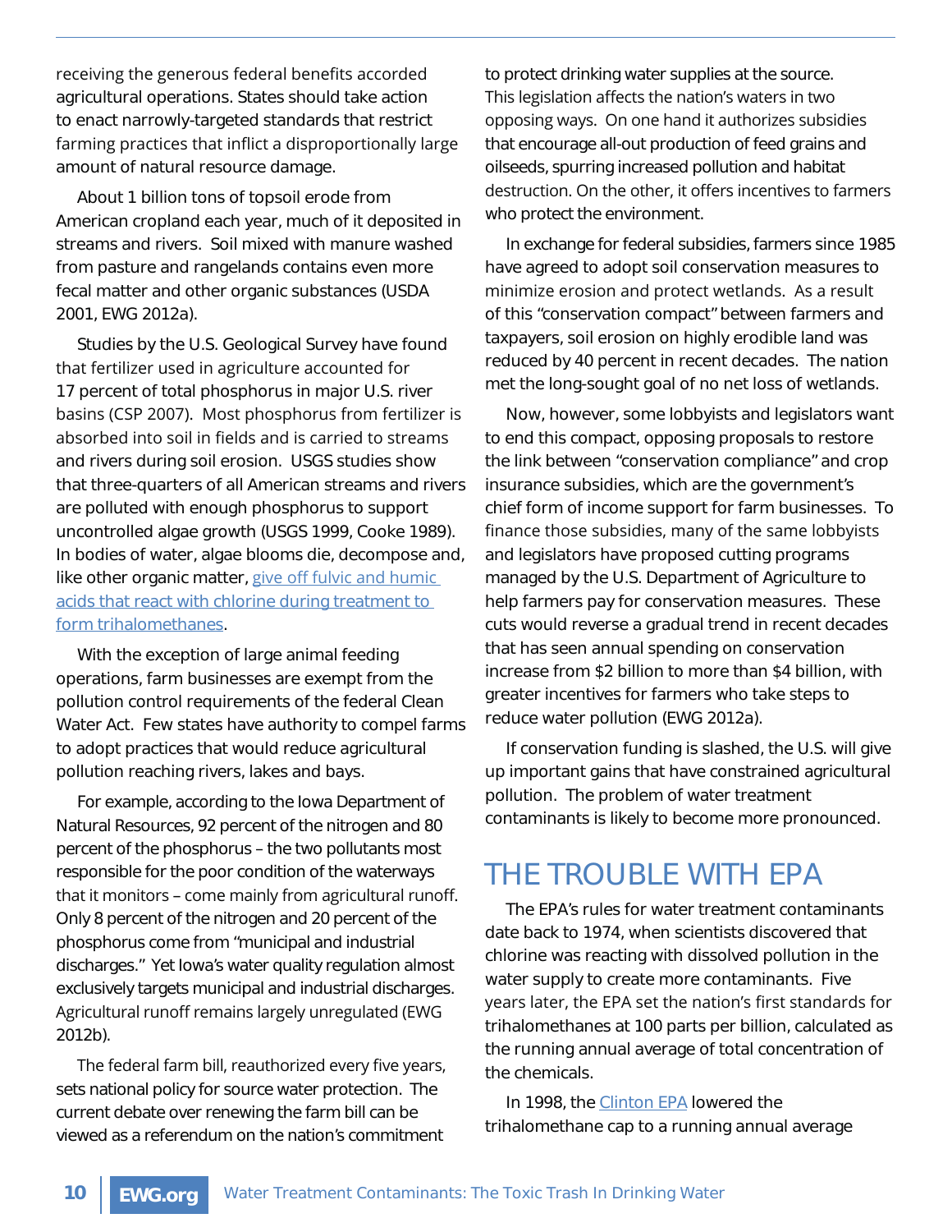receiving the generous federal benefits accorded agricultural operations. States should take action to enact narrowly-targeted standards that restrict farming practices that inflict a disproportionally large amount of natural resource damage.

About 1 billion tons of topsoil erode from American cropland each year, much of it deposited in streams and rivers. Soil mixed with manure washed from pasture and rangelands contains even more fecal matter and other organic substances (USDA 2001, EWG 2012a).

Studies by the U.S. Geological Survey have found that fertilizer used in agriculture accounted for 17 percent of total phosphorus in major U.S. river basins (CSP 2007). Most phosphorus from fertilizer is absorbed into soil in fields and is carried to streams and rivers during soil erosion. USGS studies show that three-quarters of all American streams and rivers are polluted with enough phosphorus to support uncontrolled algae growth (USGS 1999, Cooke 1989). In bodies of water, algae blooms die, decompose and, like other organic matter, give off fulvic and humic acids that react with chlorine during treatment to form trihalomethanes.

With the exception of large animal feeding operations, farm businesses are exempt from the pollution control requirements of the federal Clean Water Act. Few states have authority to compel farms to adopt practices that would reduce agricultural pollution reaching rivers, lakes and bays.

For example, according to the Iowa Department of Natural Resources, 92 percent of the nitrogen and 80 percent of the phosphorus – the two pollutants most responsible for the poor condition of the waterways that it monitors – come mainly from agricultural runoff. Only 8 percent of the nitrogen and 20 percent of the phosphorus come from "municipal and industrial discharges." Yet Iowa's water quality regulation almost exclusively targets municipal and industrial discharges. Agricultural runoff remains largely unregulated (EWG 2012b).

The federal farm bill, reauthorized every five years, sets national policy for source water protection. The current debate over renewing the farm bill can be viewed as a referendum on the nation's commitment to protect drinking water supplies at the source. This legislation affects the nation's waters in two opposing ways. On one hand it authorizes subsidies that encourage all-out production of feed grains and oilseeds, spurring increased pollution and habitat destruction. On the other, it offers incentives to farmers who protect the environment.

In exchange for federal subsidies, farmers since 1985 have agreed to adopt soil conservation measures to minimize erosion and protect wetlands. As a result of this "conservation compact" between farmers and taxpayers, soil erosion on highly erodible land was reduced by 40 percent in recent decades. The nation met the long-sought goal of no net loss of wetlands.

Now, however, some lobbyists and legislators want to end this compact, opposing proposals to restore the link between "conservation compliance" and crop insurance subsidies, which are the government's chief form of income support for farm businesses. To finance those subsidies, many of the same lobbyists and legislators have proposed cutting programs managed by the U.S. Department of Agriculture to help farmers pay for conservation measures. These cuts would reverse a gradual trend in recent decades that has seen annual spending on conservation increase from $2 billion to more than $4 billion, with greater incentives for farmers who take steps to reduce water pollution (EWG 2012a).

If conservation funding is slashed, the U.S. will give up important gains that have constrained agricultural pollution. The problem of water treatment contaminants is likely to become more pronounced.

## THE TROUBLE WITH EPA

The EPA's rules for water treatment contaminants date back to 1974, when scientists discovered that chlorine was reacting with dissolved pollution in the water supply to create more contaminants. Five years later, the EPA set the nation's first standards for trihalomethanes at 100 parts per billion, calculated as the running annual average of total concentration of the chemicals.

In 1998, the Clinton EPA lowered the trihalomethane cap to a running annual average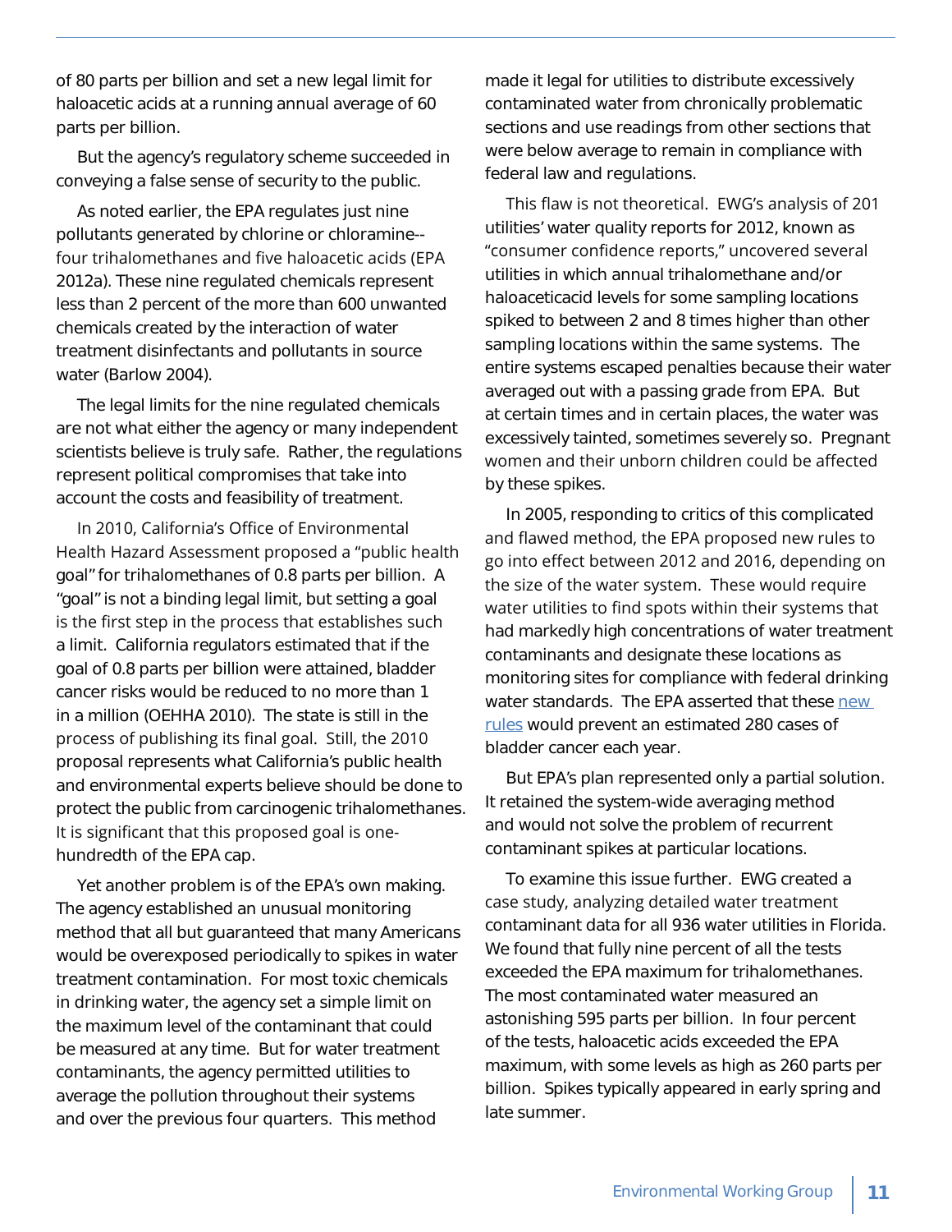of 80 parts per billion and set a new legal limit for haloacetic acids at a running annual average of 60 parts per billion.

But the agency's regulatory scheme succeeded in conveying a false sense of security to the public.

As noted earlier, the EPA regulates just nine pollutants generated by chlorine or chloramine--four trihalomethanes and five haloacetic acids (EPA 2012a). These nine regulated chemicals represent less than 2 percent of the more than 600 unwanted chemicals created by the interaction of water treatment disinfectants and pollutants in source water (Barlow 2004).

The legal limits for the nine regulated chemicals are not what either the agency or many independent scientists believe is truly safe. Rather, the regulations represent political compromises that take into account the costs and feasibility of treatment.

In 2010, California's Office of Environmental Health Hazard Assessment proposed a "public health goal" for trihalomethanes of 0.8 parts per billion. A "goal" is not a binding legal limit, but setting a goal is the first step in the process that establishes such a limit. California regulators estimated that if the goal of 0.8 parts per billion were attained, bladder cancer risks would be reduced to no more than 1 in a million (OEHHA 2010). The state is still in the process of publishing its final goal. Still, the 2010 proposal represents what California's public health and environmental experts believe should be done to protect the public from carcinogenic trihalomethanes. It is significant that this proposed goal is one-hundredth of the EPA cap.

Yet another problem is of the EPA's own making. The agency established an unusual monitoring method that all but guaranteed that many Americans would be overexposed periodically to spikes in water treatment contamination. For most toxic chemicals in drinking water, the agency set a simple limit on the maximum level of the contaminant that could be measured at any time. But for water treatment contaminants, the agency permitted utilities to average the pollution throughout their systems and over the previous four quarters. This method made it legal for utilities to distribute excessively contaminated water from chronically problematic sections and use readings from other sections that were below average to remain in compliance with federal law and regulations.

This flaw is not theoretical. EWG's analysis of 201 utilities' water quality reports for 2012, known as "consumer confidence reports," uncovered several utilities in which annual trihalomethane and/or haloaceticacid levels for some sampling locations spiked to between 2 and 8 times higher than other sampling locations within the same systems. The entire systems escaped penalties because their water averaged out with a passing grade from EPA. But at certain times and in certain places, the water was excessively tainted, sometimes severely so. Pregnant women and their unborn children could be affected by these spikes.

In 2005, responding to critics of this complicated and flawed method, the EPA proposed new rules to go into effect between 2012 and 2016, depending on the size of the water system. These would require water utilities to find spots within their systems that had markedly high concentrations of water treatment contaminants and designate these locations as monitoring sites for compliance with federal drinking water standards. The EPA asserted that these new rules would prevent an estimated 280 cases of bladder cancer each year.

But EPA's plan represented only a partial solution. It retained the system-wide averaging method and would not solve the problem of recurrent contaminant spikes at particular locations.

To examine this issue further. EWG created a case study, analyzing detailed water treatment contaminant data for all 936 water utilities in Florida. We found that fully nine percent of all the tests exceeded the EPA maximum for trihalomethanes. The most contaminated water measured an astonishing 595 parts per billion. In four percent of the tests, haloacetic acids exceeded the EPA maximum, with some levels as high as 260 parts per billion. Spikes typically appeared in early spring and late summer.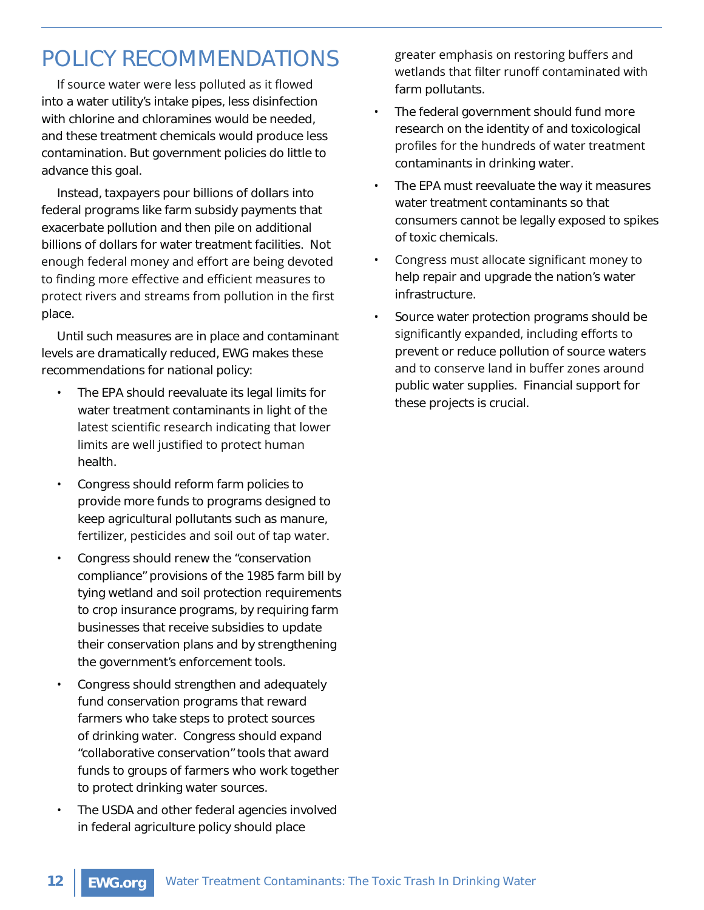# POLICY RECOMMENDATIONS

If source water were less polluted as it flowed into a water utility's intake pipes, less disinfection with chlorine and chloramines would be needed, and these treatment chemicals would produce less contamination. But government policies do little to advance this goal.

Instead, taxpayers pour billions of dollars into federal programs like farm subsidy payments that exacerbate pollution and then pile on additional billions of dollars for water treatment facilities. Not enough federal money and effort are being devoted to finding more effective and efficient measures to protect rivers and streams from pollution in the first place.

Until such measures are in place and contaminant levels are dramatically reduced, EWG makes these recommendations for national policy:

- The EPA should reevaluate its legal limits for water treatment contaminants in light of the latest scientific research indicating that lower limits are well justified to protect human health.
- Congress should reform farm policies to provide more funds to programs designed to keep agricultural pollutants such as manure, fertilizer, pesticides and soil out of tap water.
- Congress should renew the "conservation compliance" provisions of the 1985 farm bill by tying wetland and soil protection requirements to crop insurance programs, by requiring farm businesses that receive subsidies to update their conservation plans and by strengthening the government's enforcement tools.
- Congress should strengthen and adequately fund conservation programs that reward farmers who take steps to protect sources of drinking water. Congress should expand "collaborative conservation" tools that award funds to groups of farmers who work together to protect drinking water sources.
- The USDA and other federal agencies involved in federal agriculture policy should place greater emphasis on restoring buffers and wetlands that filter runoff contaminated with farm pollutants.
- The federal government should fund more research on the identity of and toxicological profiles for the hundreds of water treatment contaminants in drinking water.
- The EPA must reevaluate the way it measures water treatment contaminants so that consumers cannot be legally exposed to spikes of toxic chemicals.
- Congress must allocate significant money to help repair and upgrade the nation's water infrastructure.
- Source water protection programs should be significantly expanded, including efforts to prevent or reduce pollution of source waters and to conserve land in buffer zones around public water supplies. Financial support for these projects is crucial.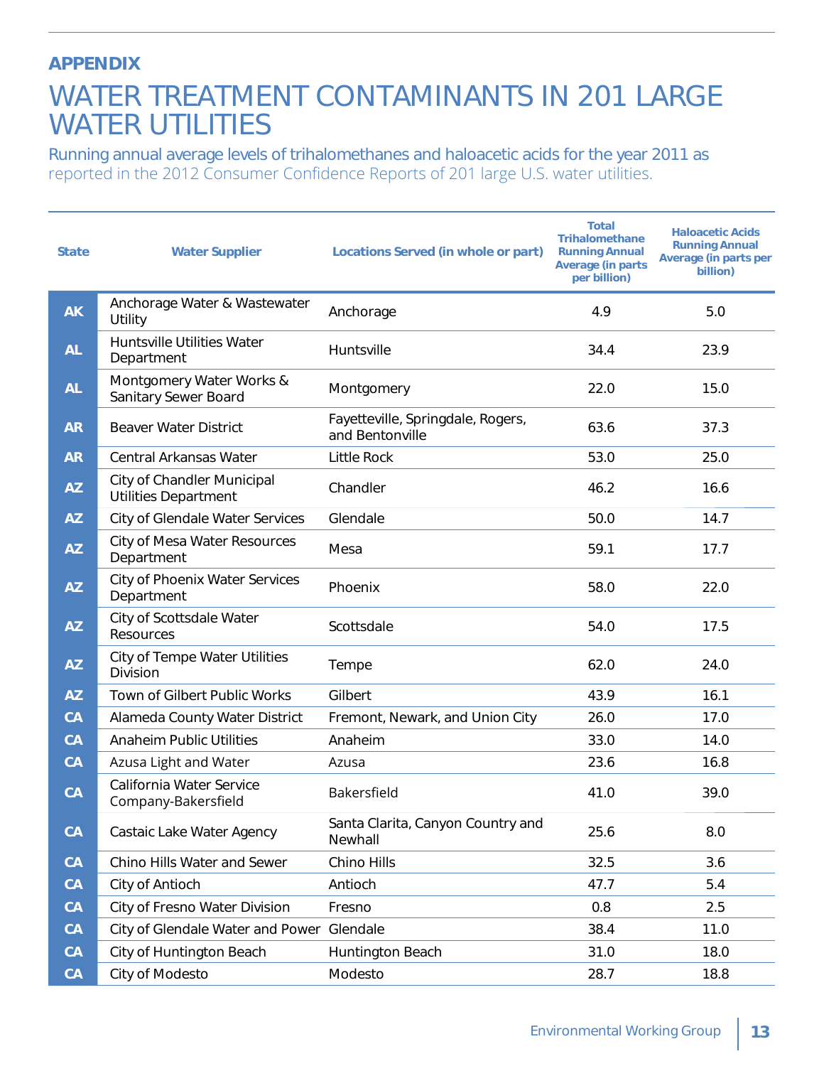**APPENDIX**

# WATER TREATMENT CONTAMINANTS IN 201 LARGE WATER UTILITIES

Running annual average levels of trihalomethanes and haloacetic acids for the year 2011 as reported in the 2012 Consumer Confidence Reports of 201 large U.S. water utilities.

| State | Water Supplier | Locations Served (in whole or part) | Total Trihalomethane Running Annual Average (in parts per billion) | Haloacetic Acids Running Annual Average (in parts per billion) |
|---|---|---|---|---|
| AK | Anchorage Water & Wastewater Utility | Anchorage | 4.9 | 5.0 |
| AL | Huntsville Utilities Water Department | Huntsville | 34.4 | 23.9 |
| AL | Montgomery Water Works & Sanitary Sewer Board | Montgomery | 22.0 | 15.0 |
| AR | Beaver Water District | Fayetteville, Springdale, Rogers, and Bentonville | 63.6 | 37.3 |
| AR | Central Arkansas Water | Little Rock | 53.0 | 25.0 |
| AZ | City of Chandler Municipal Utilities Department | Chandler | 46.2 | 16.6 |
| AZ | City of Glendale Water Services | Glendale | 50.0 | 14.7 |
| AZ | City of Mesa Water Resources Department | Mesa | 59.1 | 17.7 |
| AZ | City of Phoenix Water Services Department | Phoenix | 58.0 | 22.0 |
| AZ | City of Scottsdale Water Resources | Scottsdale | 54.0 | 17.5 |
| AZ | City of Tempe Water Utilities Division | Tempe | 62.0 | 24.0 |
| AZ | Town of Gilbert Public Works | Gilbert | 43.9 | 16.1 |
| CA | Alameda County Water District | Fremont, Newark, and Union City | 26.0 | 17.0 |
| CA | Anaheim Public Utilities | Anaheim | 33.0 | 14.0 |
| CA | Azusa Light and Water | Azusa | 23.6 | 16.8 |
| CA | California Water Service Company-Bakersfield | Bakersfield | 41.0 | 39.0 |
| CA | Castaic Lake Water Agency | Santa Clarita, Canyon Country and Newhall | 25.6 | 8.0 |
| CA | Chino Hills Water and Sewer | Chino Hills | 32.5 | 3.6 |
| CA | City of Antioch | Antioch | 47.7 | 5.4 |
| CA | City of Fresno Water Division | Fresno | 0.8 | 2.5 |
| CA | City of Glendale Water and Power | Glendale | 38.4 | 11.0 |
| CA | City of Huntington Beach | Huntington Beach | 31.0 | 18.0 |
| CA | City of Modesto | Modesto | 28.7 | 18.8 |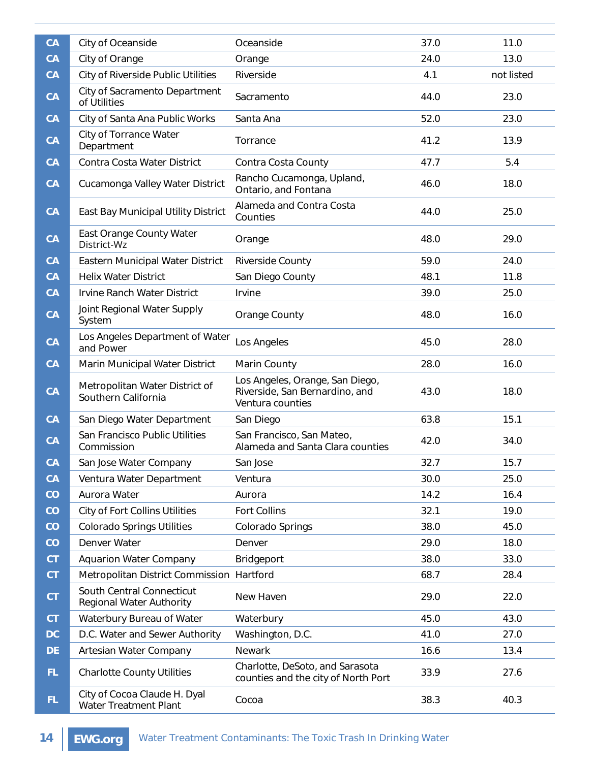| | | | | |
|---|---|---|---|---|
| CA | City of Oceanside | Oceanside | 37.0 | 11.0 |
| CA | City of Orange | Orange | 24.0 | 13.0 |
| CA | City of Riverside Public Utilities | Riverside | 4.1 | not listed |
| CA | City of Sacramento Department of Utilities | Sacramento | 44.0 | 23.0 |
| CA | City of Santa Ana Public Works | Santa Ana | 52.0 | 23.0 |
| CA | City of Torrance Water Department | Torrance | 41.2 | 13.9 |
| CA | Contra Costa Water District | Contra Costa County | 47.7 | 5.4 |
| CA | Cucamonga Valley Water District | Rancho Cucamonga, Upland, Ontario, and Fontana | 46.0 | 18.0 |
| CA | East Bay Municipal Utility District | Alameda and Contra Costa Counties | 44.0 | 25.0 |
| CA | East Orange County Water District-Wz | Orange | 48.0 | 29.0 |
| CA | Eastern Municipal Water District | Riverside County | 59.0 | 24.0 |
| CA | Helix Water District | San Diego County | 48.1 | 11.8 |
| CA | Irvine Ranch Water District | Irvine | 39.0 | 25.0 |
| CA | Joint Regional Water Supply System | Orange County | 48.0 | 16.0 |
| CA | Los Angeles Department of Water and Power | Los Angeles | 45.0 | 28.0 |
| CA | Marin Municipal Water District | Marin County | 28.0 | 16.0 |
| CA | Metropolitan Water District of Southern California | Los Angeles, Orange, San Diego, Riverside, San Bernardino, and Ventura counties | 43.0 | 18.0 |
| CA | San Diego Water Department | San Diego | 63.8 | 15.1 |
| CA | San Francisco Public Utilities Commission | San Francisco, San Mateo, Alameda and Santa Clara counties | 42.0 | 34.0 |
| CA | San Jose Water Company | San Jose | 32.7 | 15.7 |
| CA | Ventura Water Department | Ventura | 30.0 | 25.0 |
| CO | Aurora Water | Aurora | 14.2 | 16.4 |
| CO | City of Fort Collins Utilities | Fort Collins | 32.1 | 19.0 |
| CO | Colorado Springs Utilities | Colorado Springs | 38.0 | 45.0 |
| CO | Denver Water | Denver | 29.0 | 18.0 |
| CT | Aquarion Water Company | Bridgeport | 38.0 | 33.0 |
| CT | Metropolitan District Commission | Hartford | 68.7 | 28.4 |
| CT | South Central Connecticut Regional Water Authority | New Haven | 29.0 | 22.0 |
| CT | Waterbury Bureau of Water | Waterbury | 45.0 | 43.0 |
| DC | D.C. Water and Sewer Authority | Washington, D.C. | 41.0 | 27.0 |
| DE | Artesian Water Company | Newark | 16.6 | 13.4 |
| FL | Charlotte County Utilities | Charlotte, DeSoto, and Sarasota counties and the city of North Port | 33.9 | 27.6 |
| FL | City of Cocoa Claude H. Dyal Water Treatment Plant | Cocoa | 38.3 | 40.3 |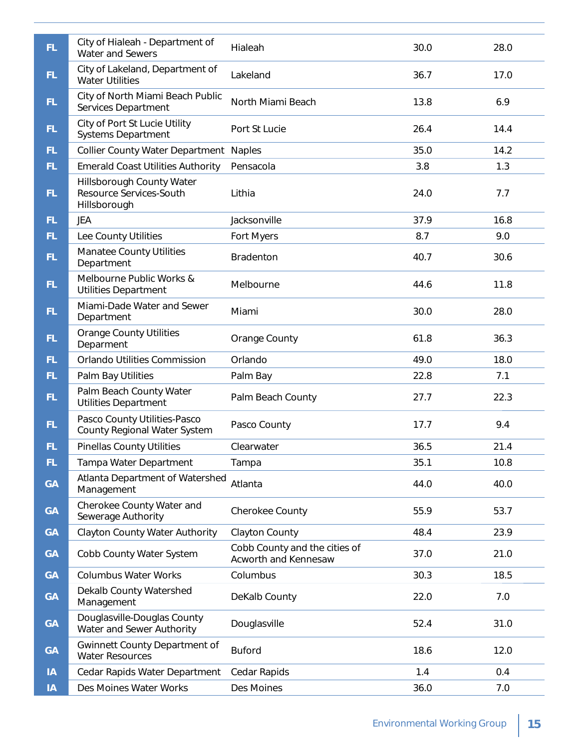| | | | | |
|---|---|---|---|---|
| FL | City of Hialeah - Department of Water and Sewers | Hialeah | 30.0 | 28.0 |
| FL | City of Lakeland, Department of Water Utilities | Lakeland | 36.7 | 17.0 |
| FL | City of North Miami Beach Public Services Department | North Miami Beach | 13.8 | 6.9 |
| FL | City of Port St Lucie Utility Systems Department | Port St Lucie | 26.4 | 14.4 |
| FL | Collier County Water Department | Naples | 35.0 | 14.2 |
| FL | Emerald Coast Utilities Authority | Pensacola | 3.8 | 1.3 |
| FL | Hillsborough County Water Resource Services-South Hillsborough | Lithia | 24.0 | 7.7 |
| FL | JEA | Jacksonville | 37.9 | 16.8 |
| FL | Lee County Utilities | Fort Myers | 8.7 | 9.0 |
| FL | Manatee County Utilities Department | Bradenton | 40.7 | 30.6 |
| FL | Melbourne Public Works & Utilities Department | Melbourne | 44.6 | 11.8 |
| FL | Miami-Dade Water and Sewer Department | Miami | 30.0 | 28.0 |
| FL | Orange County Utilities Deparment | Orange County | 61.8 | 36.3 |
| FL | Orlando Utilities Commission | Orlando | 49.0 | 18.0 |
| FL | Palm Bay Utilities | Palm Bay | 22.8 | 7.1 |
| FL | Palm Beach County Water Utilities Department | Palm Beach County | 27.7 | 22.3 |
| FL | Pasco County Utilities-Pasco County Regional Water System | Pasco County | 17.7 | 9.4 |
| FL | Pinellas County Utilities | Clearwater | 36.5 | 21.4 |
| FL | Tampa Water Department | Tampa | 35.1 | 10.8 |
| GA | Atlanta Department of Watershed Management | Atlanta | 44.0 | 40.0 |
| GA | Cherokee County Water and Sewerage Authority | Cherokee County | 55.9 | 53.7 |
| GA | Clayton County Water Authority | Clayton County | 48.4 | 23.9 |
| GA | Cobb County Water System | Cobb County and the cities of Acworth and Kennesaw | 37.0 | 21.0 |
| GA | Columbus Water Works | Columbus | 30.3 | 18.5 |
| GA | Dekalb County Watershed Management | DeKalb County | 22.0 | 7.0 |
| GA | Douglasville-Douglas County Water and Sewer Authority | Douglasville | 52.4 | 31.0 |
| GA | Gwinnett County Department of Water Resources | Buford | 18.6 | 12.0 |
| IA | Cedar Rapids Water Department | Cedar Rapids | 1.4 | 0.4 |
| IA | Des Moines Water Works | Des Moines | 36.0 | 7.0 |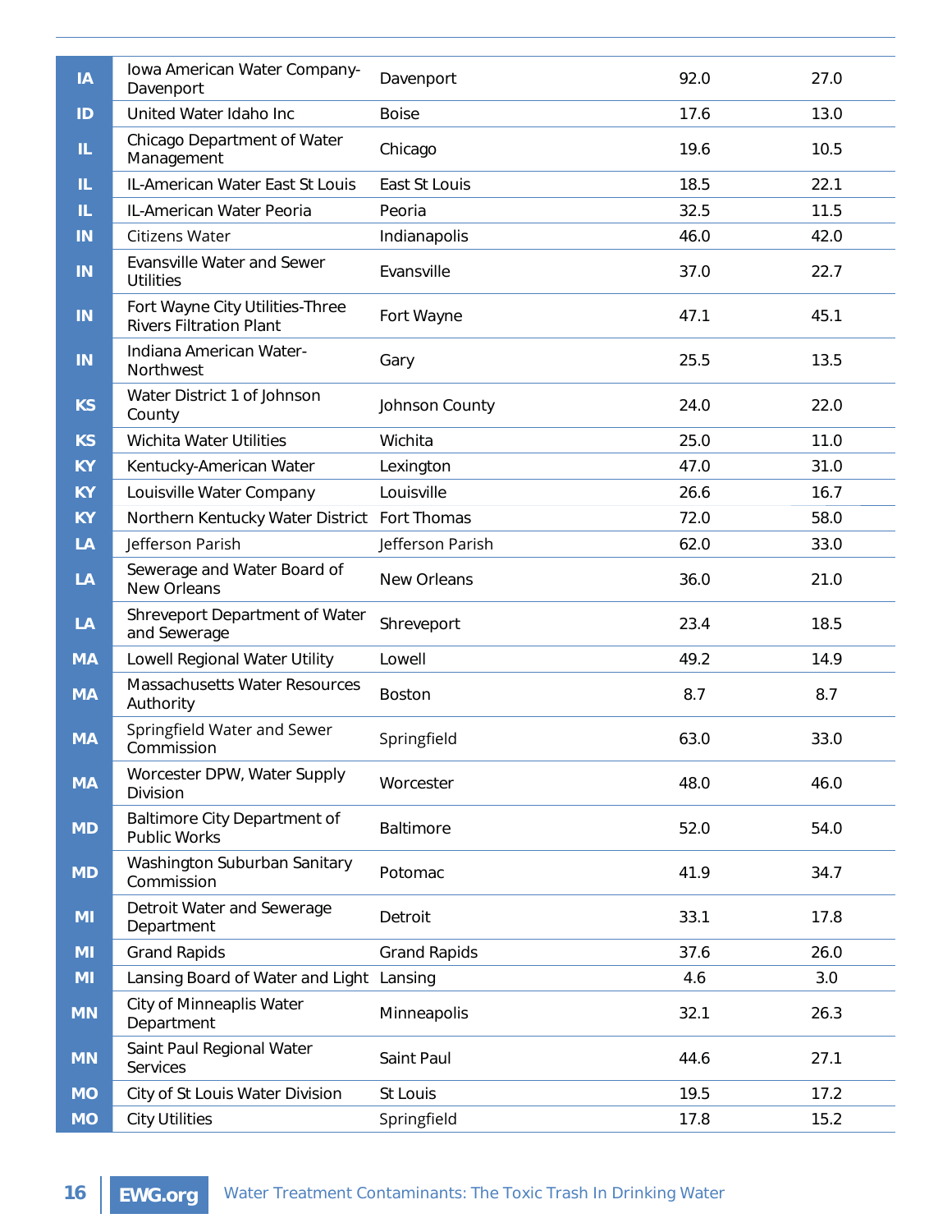| | | | | |
|---|---|---|---|---|
| IA | Iowa American Water Company-Davenport | Davenport | 92.0 | 27.0 |
| ID | United Water Idaho Inc | Boise | 17.6 | 13.0 |
| IL | Chicago Department of Water Management | Chicago | 19.6 | 10.5 |
| IL | IL-American Water East St Louis | East St Louis | 18.5 | 22.1 |
| IL | IL-American Water Peoria | Peoria | 32.5 | 11.5 |
| IN | Citizens Water | Indianapolis | 46.0 | 42.0 |
| IN | Evansville Water and Sewer Utilities | Evansville | 37.0 | 22.7 |
| IN | Fort Wayne City Utilities-Three Rivers Filtration Plant | Fort Wayne | 47.1 | 45.1 |
| IN | Indiana American Water-Northwest | Gary | 25.5 | 13.5 |
| KS | Water District 1 of Johnson County | Johnson County | 24.0 | 22.0 |
| KS | Wichita Water Utilities | Wichita | 25.0 | 11.0 |
| KY | Kentucky-American Water | Lexington | 47.0 | 31.0 |
| KY | Louisville Water Company | Louisville | 26.6 | 16.7 |
| KY | Northern Kentucky Water District | Fort Thomas | 72.0 | 58.0 |
| LA | Jefferson Parish | Jefferson Parish | 62.0 | 33.0 |
| LA | Sewerage and Water Board of New Orleans | New Orleans | 36.0 | 21.0 |
| LA | Shreveport Department of Water and Sewerage | Shreveport | 23.4 | 18.5 |
| MA | Lowell Regional Water Utility | Lowell | 49.2 | 14.9 |
| MA | Massachusetts Water Resources Authority | Boston | 8.7 | 8.7 |
| MA | Springfield Water and Sewer Commission | Springfield | 63.0 | 33.0 |
| MA | Worcester DPW, Water Supply Division | Worcester | 48.0 | 46.0 |
| MD | Baltimore City Department of Public Works | Baltimore | 52.0 | 54.0 |
| MD | Washington Suburban Sanitary Commission | Potomac | 41.9 | 34.7 |
| MI | Detroit Water and Sewerage Department | Detroit | 33.1 | 17.8 |
| MI | Grand Rapids | Grand Rapids | 37.6 | 26.0 |
| MI | Lansing Board of Water and Light | Lansing | 4.6 | 3.0 |
| MN | City of Minneaplis Water Department | Minneapolis | 32.1 | 26.3 |
| MN | Saint Paul Regional Water Services | Saint Paul | 44.6 | 27.1 |
| MO | City of St Louis Water Division | St Louis | 19.5 | 17.2 |
| MO | City Utilities | Springfield | 17.8 | 15.2 |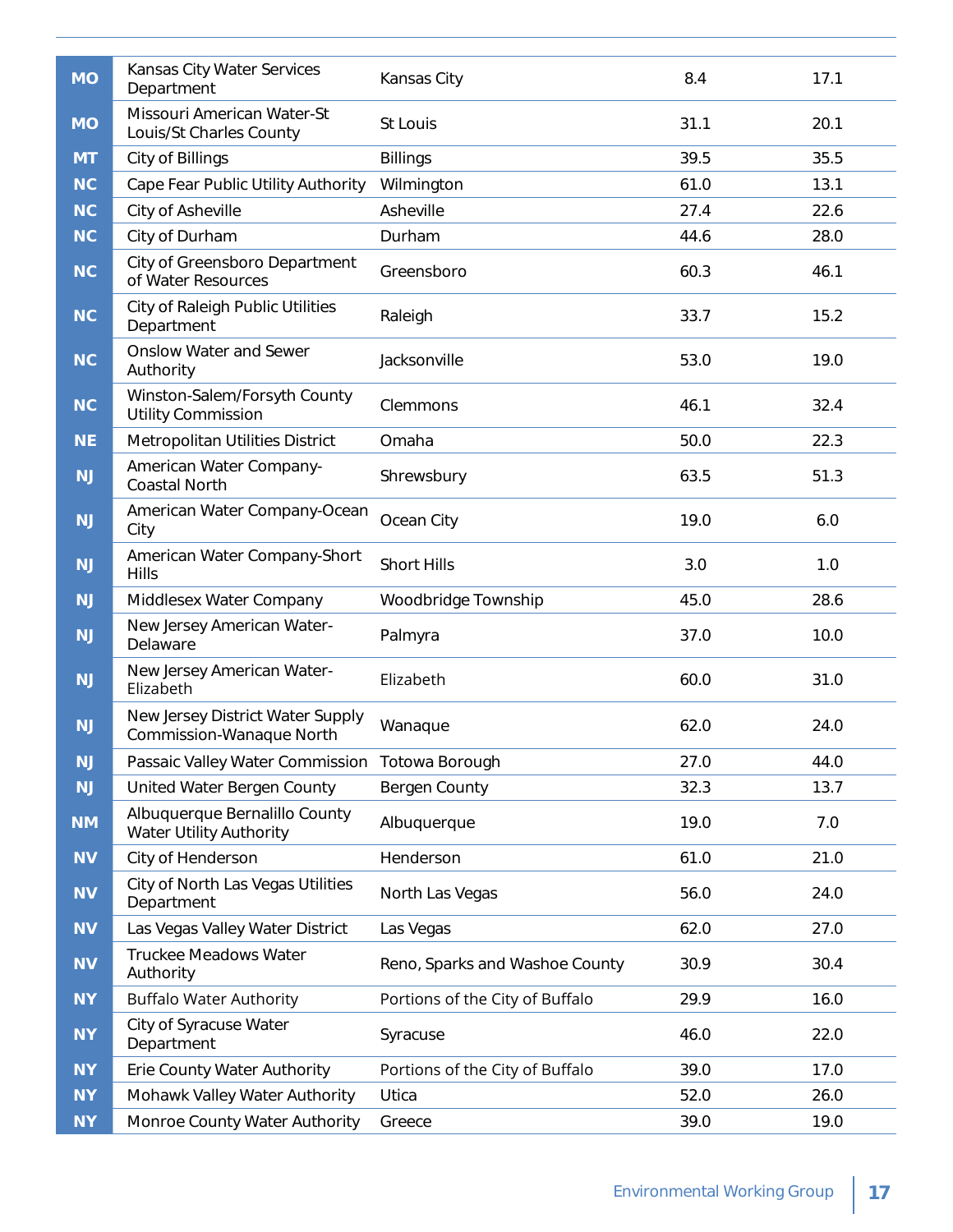| | | | | |
|---|---|---|---|---|
| MO | Kansas City Water Services Department | Kansas City | 8.4 | 17.1 |
| MO | Missouri American Water-St Louis/St Charles County | St Louis | 31.1 | 20.1 |
| MT | City of Billings | Billings | 39.5 | 35.5 |
| NC | Cape Fear Public Utility Authority | Wilmington | 61.0 | 13.1 |
| NC | City of Asheville | Asheville | 27.4 | 22.6 |
| NC | City of Durham | Durham | 44.6 | 28.0 |
| NC | City of Greensboro Department of Water Resources | Greensboro | 60.3 | 46.1 |
| NC | City of Raleigh Public Utilities Department | Raleigh | 33.7 | 15.2 |
| NC | Onslow Water and Sewer Authority | Jacksonville | 53.0 | 19.0 |
| NC | Winston-Salem/Forsyth County Utility Commission | Clemmons | 46.1 | 32.4 |
| NE | Metropolitan Utilities District | Omaha | 50.0 | 22.3 |
| NJ | American Water Company-Coastal North | Shrewsbury | 63.5 | 51.3 |
| NJ | American Water Company-Ocean City | Ocean City | 19.0 | 6.0 |
| NJ | American Water Company-Short Hills | Short Hills | 3.0 | 1.0 |
| NJ | Middlesex Water Company | Woodbridge Township | 45.0 | 28.6 |
| NJ | New Jersey American Water-Delaware | Palmyra | 37.0 | 10.0 |
| NJ | New Jersey American Water-Elizabeth | Elizabeth | 60.0 | 31.0 |
| NJ | New Jersey District Water Supply Commission-Wanaque North | Wanaque | 62.0 | 24.0 |
| NJ | Passaic Valley Water Commission | Totowa Borough | 27.0 | 44.0 |
| NJ | United Water Bergen County | Bergen County | 32.3 | 13.7 |
| NM | Albuquerque Bernalillo County Water Utility Authority | Albuquerque | 19.0 | 7.0 |
| NV | City of Henderson | Henderson | 61.0 | 21.0 |
| NV | City of North Las Vegas Utilities Department | North Las Vegas | 56.0 | 24.0 |
| NV | Las Vegas Valley Water District | Las Vegas | 62.0 | 27.0 |
| NV | Truckee Meadows Water Authority | Reno, Sparks and Washoe County | 30.9 | 30.4 |
| NY | Buffalo Water Authority | Portions of the City of Buffalo | 29.9 | 16.0 |
| NY | City of Syracuse Water Department | Syracuse | 46.0 | 22.0 |
| NY | Erie County Water Authority | Portions of the City of Buffalo | 39.0 | 17.0 |
| NY | Mohawk Valley Water Authority | Utica | 52.0 | 26.0 |
| NY | Monroe County Water Authority | Greece | 39.0 | 19.0 |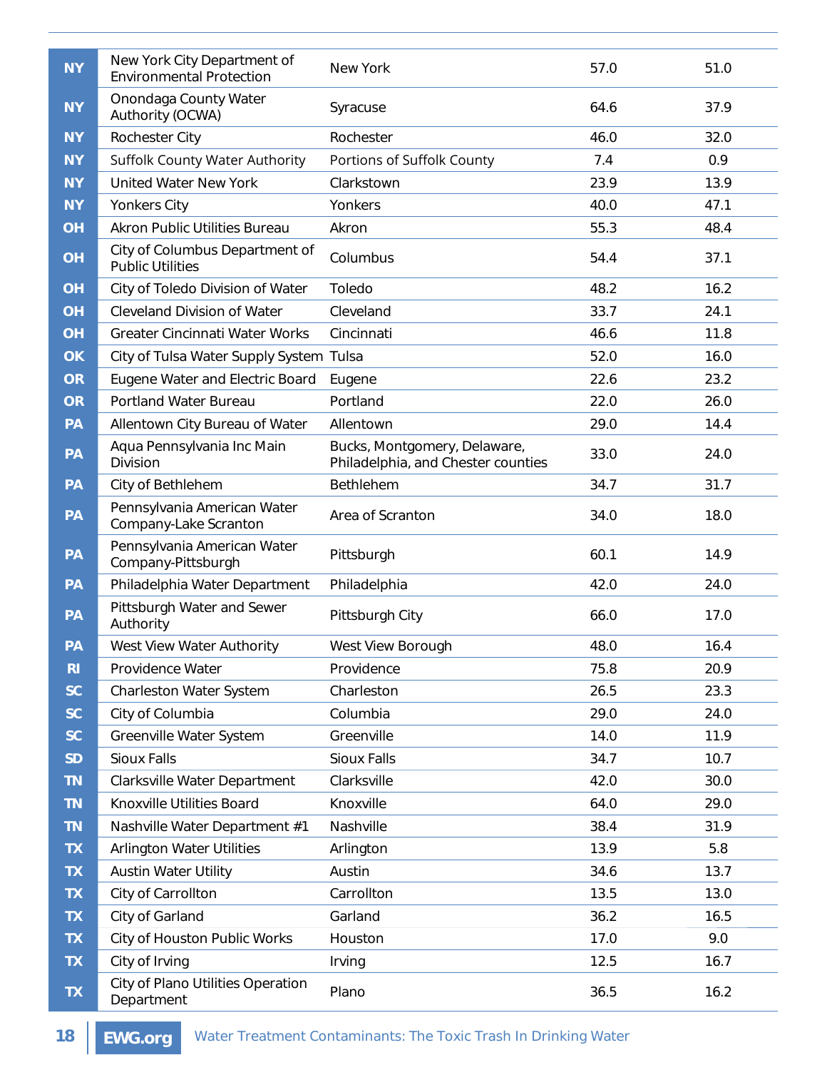| | | | | |
|---|---|---|---|---|
| NY | New York City Department of Environmental Protection | New York | 57.0 | 51.0 |
| NY | Onondaga County Water Authority (OCWA) | Syracuse | 64.6 | 37.9 |
| NY | Rochester City | Rochester | 46.0 | 32.0 |
| NY | Suffolk County Water Authority | Portions of Suffolk County | 7.4 | 0.9 |
| NY | United Water New York | Clarkstown | 23.9 | 13.9 |
| NY | Yonkers City | Yonkers | 40.0 | 47.1 |
| OH | Akron Public Utilities Bureau | Akron | 55.3 | 48.4 |
| OH | City of Columbus Department of Public Utilities | Columbus | 54.4 | 37.1 |
| OH | City of Toledo Division of Water | Toledo | 48.2 | 16.2 |
| OH | Cleveland Division of Water | Cleveland | 33.7 | 24.1 |
| OH | Greater Cincinnati Water Works | Cincinnati | 46.6 | 11.8 |
| OK | City of Tulsa Water Supply System | Tulsa | 52.0 | 16.0 |
| OR | Eugene Water and Electric Board | Eugene | 22.6 | 23.2 |
| OR | Portland Water Bureau | Portland | 22.0 | 26.0 |
| PA | Allentown City Bureau of Water | Allentown | 29.0 | 14.4 |
| PA | Aqua Pennsylvania Inc Main Division | Bucks, Montgomery, Delaware, Philadelphia, and Chester counties | 33.0 | 24.0 |
| PA | City of Bethlehem | Bethlehem | 34.7 | 31.7 |
| PA | Pennsylvania American Water Company-Lake Scranton | Area of Scranton | 34.0 | 18.0 |
| PA | Pennsylvania American Water Company-Pittsburgh | Pittsburgh | 60.1 | 14.9 |
| PA | Philadelphia Water Department | Philadelphia | 42.0 | 24.0 |
| PA | Pittsburgh Water and Sewer Authority | Pittsburgh City | 66.0 | 17.0 |
| PA | West View Water Authority | West View Borough | 48.0 | 16.4 |
| RI | Providence Water | Providence | 75.8 | 20.9 |
| SC | Charleston Water System | Charleston | 26.5 | 23.3 |
| SC | City of Columbia | Columbia | 29.0 | 24.0 |
| SC | Greenville Water System | Greenville | 14.0 | 11.9 |
| SD | Sioux Falls | Sioux Falls | 34.7 | 10.7 |
| TN | Clarksville Water Department | Clarksville | 42.0 | 30.0 |
| TN | Knoxville Utilities Board | Knoxville | 64.0 | 29.0 |
| TN | Nashville Water Department #1 | Nashville | 38.4 | 31.9 |
| TX | Arlington Water Utilities | Arlington | 13.9 | 5.8 |
| TX | Austin Water Utility | Austin | 34.6 | 13.7 |
| TX | City of Carrollton | Carrollton | 13.5 | 13.0 |
| TX | City of Garland | Garland | 36.2 | 16.5 |
| TX | City of Houston Public Works | Houston | 17.0 | 9.0 |
| TX | City of Irving | Irving | 12.5 | 16.7 |
| TX | City of Plano Utilities Operation Department | Plano | 36.5 | 16.2 |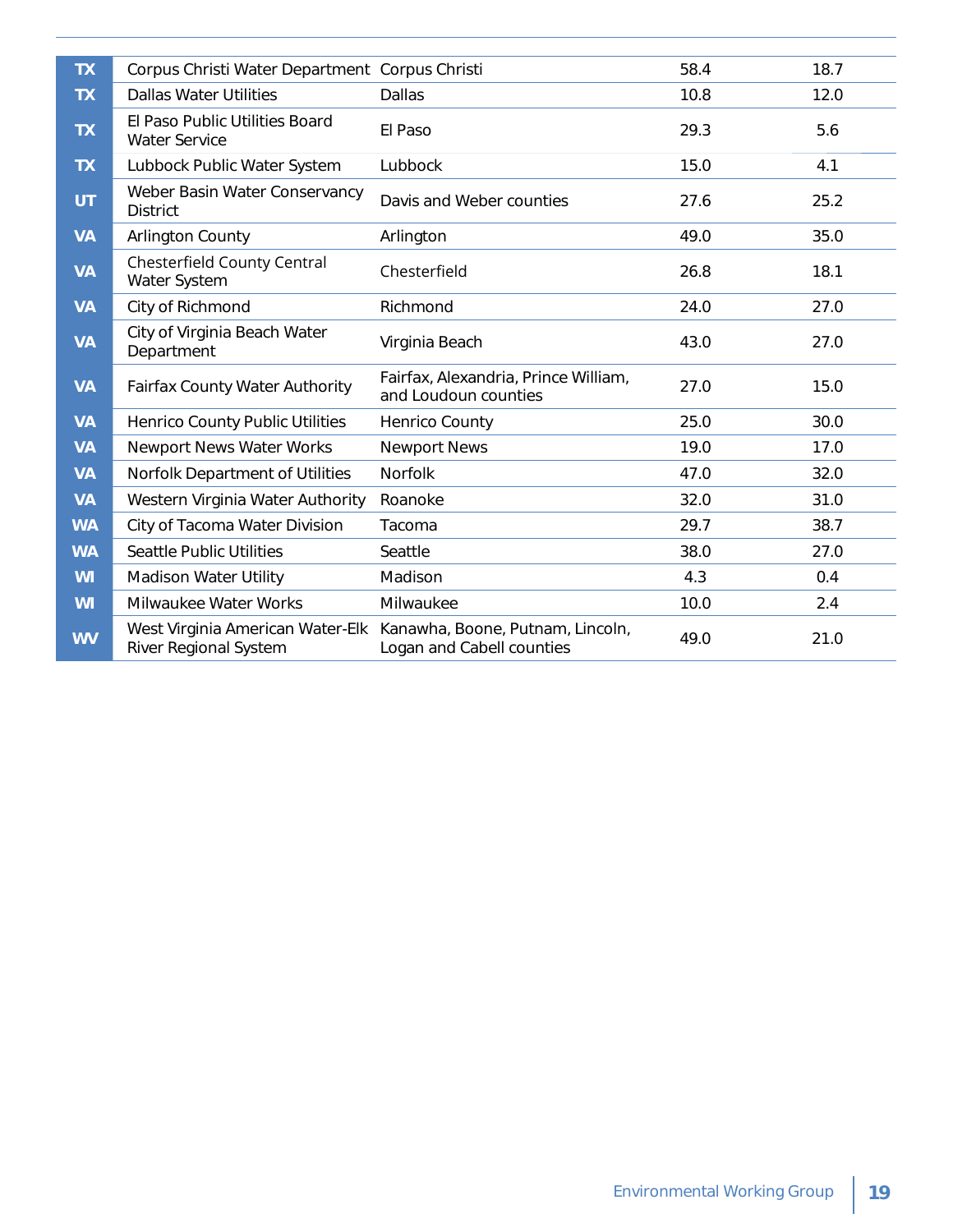| | | | | |
|---|---|---|---|---|
| TX | Corpus Christi Water Department | Corpus Christi | 58.4 | 18.7 |
| TX | Dallas Water Utilities | Dallas | 10.8 | 12.0 |
| TX | El Paso Public Utilities Board Water Service | El Paso | 29.3 | 5.6 |
| TX | Lubbock Public Water System | Lubbock | 15.0 | 4.1 |
| UT | Weber Basin Water Conservancy District | Davis and Weber counties | 27.6 | 25.2 |
| VA | Arlington County | Arlington | 49.0 | 35.0 |
| VA | Chesterfield County Central Water System | Chesterfield | 26.8 | 18.1 |
| VA | City of Richmond | Richmond | 24.0 | 27.0 |
| VA | City of Virginia Beach Water Department | Virginia Beach | 43.0 | 27.0 |
| VA | Fairfax County Water Authority | Fairfax, Alexandria, Prince William, and Loudoun counties | 27.0 | 15.0 |
| VA | Henrico County Public Utilities | Henrico County | 25.0 | 30.0 |
| VA | Newport News Water Works | Newport News | 19.0 | 17.0 |
| VA | Norfolk Department of Utilities | Norfolk | 47.0 | 32.0 |
| VA | Western Virginia Water Authority | Roanoke | 32.0 | 31.0 |
| WA | City of Tacoma Water Division | Tacoma | 29.7 | 38.7 |
| WA | Seattle Public Utilities | Seattle | 38.0 | 27.0 |
| WI | Madison Water Utility | Madison | 4.3 | 0.4 |
| WI | Milwaukee Water Works | Milwaukee | 10.0 | 2.4 |
| WV | West Virginia American Water-Elk River Regional System | Kanawha, Boone, Putnam, Lincoln, Logan and Cabell counties | 49.0 | 21.0 |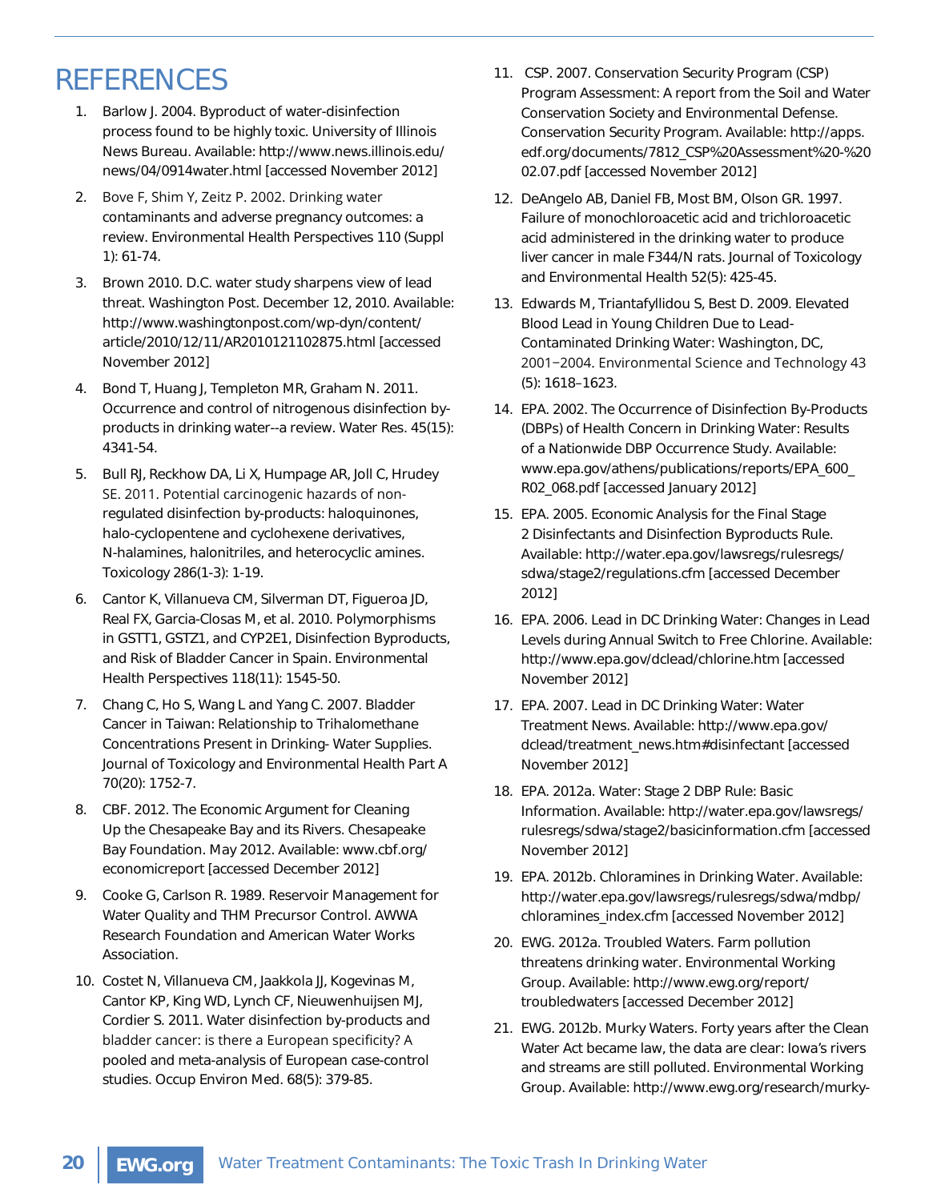# REFERENCES

1. Barlow J. 2004. Byproduct of water-disinfection process found to be highly toxic. University of Illinois News Bureau. Available: http://www.news.illinois.edu/news/04/0914water.html [accessed November 2012]

2. Bove F, Shim Y, Zeitz P. 2002. Drinking water contaminants and adverse pregnancy outcomes: a review. Environmental Health Perspectives 110 (Suppl 1): 61-74.

3. Brown 2010. D.C. water study sharpens view of lead threat. Washington Post. December 12, 2010. Available: http://www.washingtonpost.com/wp-dyn/content/article/2010/12/11/AR2010121102875.html [accessed November 2012]

4. Bond T, Huang J, Templeton MR, Graham N. 2011. Occurrence and control of nitrogenous disinfection by-products in drinking water--a review. Water Res. 45(15): 4341-54.

5. Bull RJ, Reckhow DA, Li X, Humpage AR, Joll C, Hrudey SE. 2011. Potential carcinogenic hazards of non-regulated disinfection by-products: haloquinones, halo-cyclopentene and cyclohexene derivatives, N-halamines, halonitriles, and heterocyclic amines. Toxicology 286(1-3): 1-19.

6. Cantor K, Villanueva CM, Silverman DT, Figueroa JD, Real FX, Garcia-Closas M, et al. 2010. Polymorphisms in GSTT1, GSTZ1, and CYP2E1, Disinfection Byproducts, and Risk of Bladder Cancer in Spain. Environmental Health Perspectives 118(11): 1545-50.

7. Chang C, Ho S, Wang L and Yang C. 2007. Bladder Cancer in Taiwan: Relationship to Trihalomethane Concentrations Present in Drinking- Water Supplies. Journal of Toxicology and Environmental Health Part A 70(20): 1752-7.

8. CBF. 2012. The Economic Argument for Cleaning Up the Chesapeake Bay and its Rivers. Chesapeake Bay Foundation. May 2012. Available: www.cbf.org/economicreport [accessed December 2012]

9. Cooke G, Carlson R. 1989. Reservoir Management for Water Quality and THM Precursor Control. AWWA Research Foundation and American Water Works Association.

10. Costet N, Villanueva CM, Jaakkola JJ, Kogevinas M, Cantor KP, King WD, Lynch CF, Nieuwenhuijsen MJ, Cordier S. 2011. Water disinfection by-products and bladder cancer: is there a European specificity? A pooled and meta-analysis of European case-control studies. Occup Environ Med. 68(5): 379-85.

11. CSP. 2007. Conservation Security Program (CSP) Program Assessment: A report from the Soil and Water Conservation Society and Environmental Defense. Conservation Security Program. Available: http://apps.edf.org/documents/7812_CSP%20Assessment%20-%2002.07.pdf [accessed November 2012]

12. DeAngelo AB, Daniel FB, Most BM, Olson GR. 1997. Failure of monochloroacetic acid and trichloroacetic acid administered in the drinking water to produce liver cancer in male F344/N rats. Journal of Toxicology and Environmental Health 52(5): 425-45.

13. Edwards M, Triantafyllidou S, Best D. 2009. Elevated Blood Lead in Young Children Due to Lead-Contaminated Drinking Water: Washington, DC, 2001−2004. Environmental Science and Technology 43 (5): 1618–1623.

14. EPA. 2002. The Occurrence of Disinfection By-Products (DBPs) of Health Concern in Drinking Water: Results of a Nationwide DBP Occurrence Study. Available: www.epa.gov/athens/publications/reports/EPA_600_R02_068.pdf [accessed January 2012]

15. EPA. 2005. Economic Analysis for the Final Stage 2 Disinfectants and Disinfection Byproducts Rule. Available: http://water.epa.gov/lawsregs/rulesregs/sdwa/stage2/regulations.cfm [accessed December 2012]

16. EPA. 2006. Lead in DC Drinking Water: Changes in Lead Levels during Annual Switch to Free Chlorine. Available: http://www.epa.gov/dclead/chlorine.htm [accessed November 2012]

17. EPA. 2007. Lead in DC Drinking Water: Water Treatment News. Available: http://www.epa.gov/dclead/treatment_news.htm#disinfectant [accessed November 2012]

18. EPA. 2012a. Water: Stage 2 DBP Rule: Basic Information. Available: http://water.epa.gov/lawsregs/rulesregs/sdwa/stage2/basicinformation.cfm [accessed November 2012]

19. EPA. 2012b. Chloramines in Drinking Water. Available: http://water.epa.gov/lawsregs/rulesregs/sdwa/mdbp/chloramines_index.cfm [accessed November 2012]

20. EWG. 2012a. Troubled Waters. Farm pollution threatens drinking water. Environmental Working Group. Available: http://www.ewg.org/report/troubledwaters [accessed December 2012]

21. EWG. 2012b. Murky Waters. Forty years after the Clean Water Act became law, the data are clear: Iowa's rivers and streams are still polluted. Environmental Working Group. Available: http://www.ewg.org/research/murky-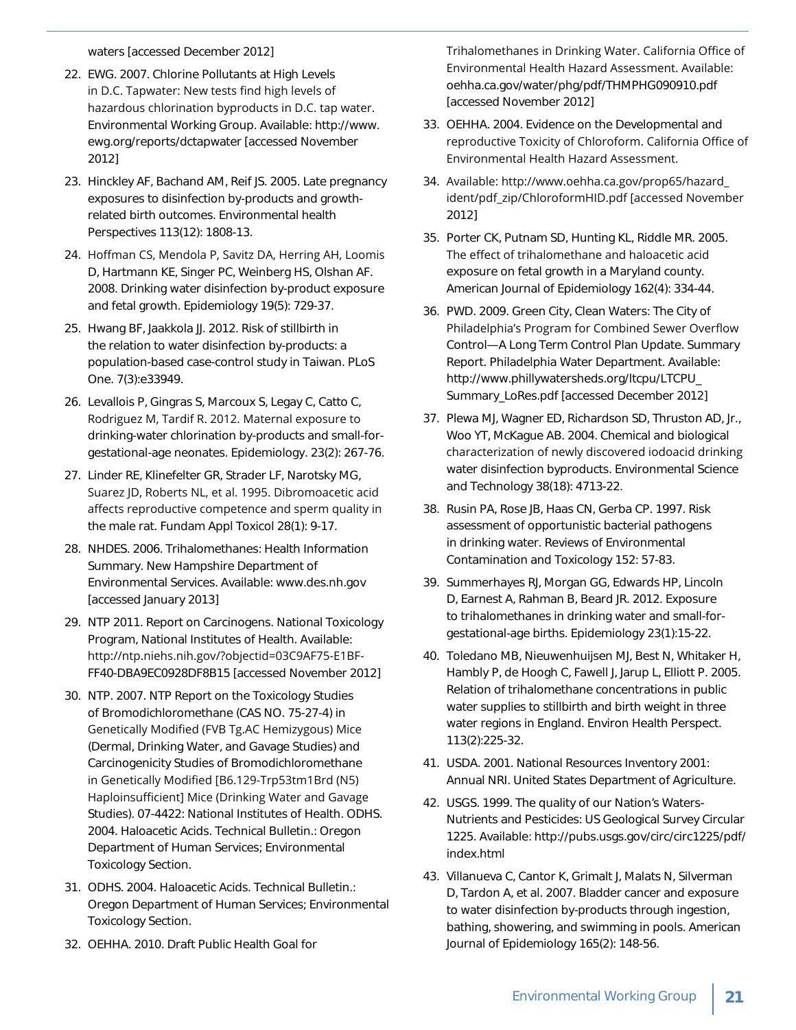waters [accessed December 2012]

22. EWG. 2007. Chlorine Pollutants at High Levels in D.C. Tapwater: New tests find high levels of hazardous chlorination byproducts in D.C. tap water. Environmental Working Group. Available: http://www.ewg.org/reports/dctapwater [accessed November 2012]

23. Hinckley AF, Bachand AM, Reif JS. 2005. Late pregnancy exposures to disinfection by-products and growth-related birth outcomes. Environmental health Perspectives 113(12): 1808-13.

24. Hoffman CS, Mendola P, Savitz DA, Herring AH, Loomis D, Hartmann KE, Singer PC, Weinberg HS, Olshan AF. 2008. Drinking water disinfection by-product exposure and fetal growth. Epidemiology 19(5): 729-37.

25. Hwang BF, Jaakkola JJ. 2012. Risk of stillbirth in the relation to water disinfection by-products: a population-based case-control study in Taiwan. PLoS One. 7(3):e33949.

26. Levallois P, Gingras S, Marcoux S, Legay C, Catto C, Rodriguez M, Tardif R. 2012. Maternal exposure to drinking-water chlorination by-products and small-for-gestational-age neonates. Epidemiology. 23(2): 267-76.

27. Linder RE, Klinefelter GR, Strader LF, Narotsky MG, Suarez JD, Roberts NL, et al. 1995. Dibromoacetic acid affects reproductive competence and sperm quality in the male rat. Fundam Appl Toxicol 28(1): 9-17.

28. NHDES. 2006. Trihalomethanes: Health Information Summary. New Hampshire Department of Environmental Services. Available: www.des.nh.gov [accessed January 2013]

29. NTP 2011. Report on Carcinogens. National Toxicology Program, National Institutes of Health. Available: http://ntp.niehs.nih.gov/?objectid=03C9AF75-E1BF-FF40-DBA9EC0928DF8B15 [accessed November 2012]

30. NTP. 2007. NTP Report on the Toxicology Studies of Bromodichloromethane (CAS NO. 75-27-4) in Genetically Modified (FVB Tg.AC Hemizygous) Mice (Dermal, Drinking Water, and Gavage Studies) and Carcinogenicity Studies of Bromodichloromethane in Genetically Modified [B6.129-Trp53tm1Brd (N5) Haploinsufficient] Mice (Drinking Water and Gavage Studies). 07-4422: National Institutes of Health. ODHS. 2004. Haloacetic Acids. Technical Bulletin.: Oregon Department of Human Services; Environmental Toxicology Section.

31. ODHS. 2004. Haloacetic Acids. Technical Bulletin.: Oregon Department of Human Services; Environmental Toxicology Section.

32. OEHHA. 2010. Draft Public Health Goal for Trihalomethanes in Drinking Water. California Office of Environmental Health Hazard Assessment. Available: oehha.ca.gov/water/phg/pdf/THMPHG090910.pdf [accessed November 2012]

33. OEHHA. 2004. Evidence on the Developmental and reproductive Toxicity of Chloroform. California Office of Environmental Health Hazard Assessment.

34. Available: http://www.oehha.ca.gov/prop65/hazard_ident/pdf_zip/ChloroformHID.pdf [accessed November 2012]

35. Porter CK, Putnam SD, Hunting KL, Riddle MR. 2005. The effect of trihalomethane and haloacetic acid exposure on fetal growth in a Maryland county. American Journal of Epidemiology 162(4): 334-44.

36. PWD. 2009. Green City, Clean Waters: The City of Philadelphia's Program for Combined Sewer Overflow Control—A Long Term Control Plan Update. Summary Report. Philadelphia Water Department. Available: http://www.phillywatersheds.org/ltcpu/LTCPU_Summary_LoRes.pdf [accessed December 2012]

37. Plewa MJ, Wagner ED, Richardson SD, Thruston AD, Jr., Woo YT, McKague AB. 2004. Chemical and biological characterization of newly discovered iodoacid drinking water disinfection byproducts. Environmental Science and Technology 38(18): 4713-22.

38. Rusin PA, Rose JB, Haas CN, Gerba CP. 1997. Risk assessment of opportunistic bacterial pathogens in drinking water. Reviews of Environmental Contamination and Toxicology 152: 57-83.

39. Summerhayes RJ, Morgan GG, Edwards HP, Lincoln D, Earnest A, Rahman B, Beard JR. 2012. Exposure to trihalomethanes in drinking water and small-for-gestational-age births. Epidemiology 23(1):15-22.

40. Toledano MB, Nieuwenhuijsen MJ, Best N, Whitaker H, Hambly P, de Hoogh C, Fawell J, Jarup L, Elliott P. 2005. Relation of trihalomethane concentrations in public water supplies to stillbirth and birth weight in three water regions in England. Environ Health Perspect. 113(2):225-32.

41. USDA. 2001. National Resources Inventory 2001: Annual NRI. United States Department of Agriculture.

42. USGS. 1999. The quality of our Nation's Waters-Nutrients and Pesticides: US Geological Survey Circular 1225. Available: http://pubs.usgs.gov/circ/circ1225/pdf/index.html

43. Villanueva C, Cantor K, Grimalt J, Malats N, Silverman D, Tardon A, et al. 2007. Bladder cancer and exposure to water disinfection by-products through ingestion, bathing, showering, and swimming in pools. American Journal of Epidemiology 165(2): 148-56.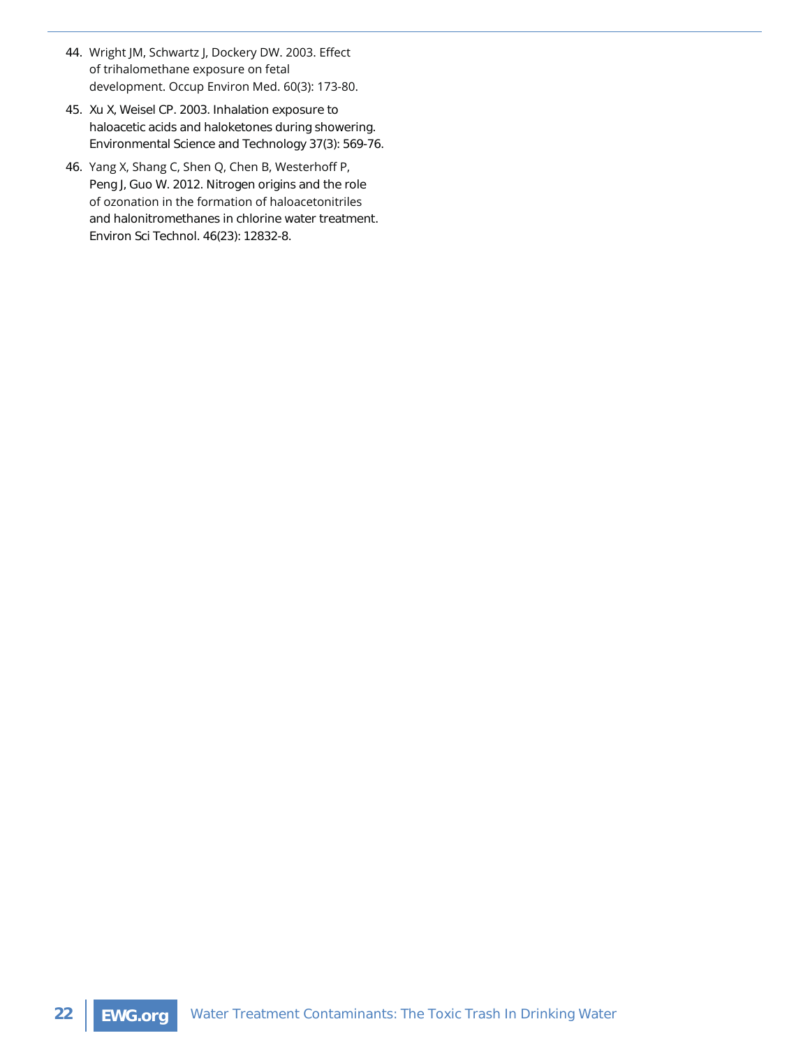44. Wright JM, Schwartz J, Dockery DW. 2003. Effect of trihalomethane exposure on fetal development. Occup Environ Med. 60(3): 173-80.
45. Xu X, Weisel CP. 2003. Inhalation exposure to haloacetic acids and haloketones during showering. Environmental Science and Technology 37(3): 569-76.
46. Yang X, Shang C, Shen Q, Chen B, Westerhoff P, Peng J, Guo W. 2012. Nitrogen origins and the role of ozonation in the formation of haloacetonitriles and halonitromethanes in chlorine water treatment. Environ Sci Technol. 46(23): 12832-8.